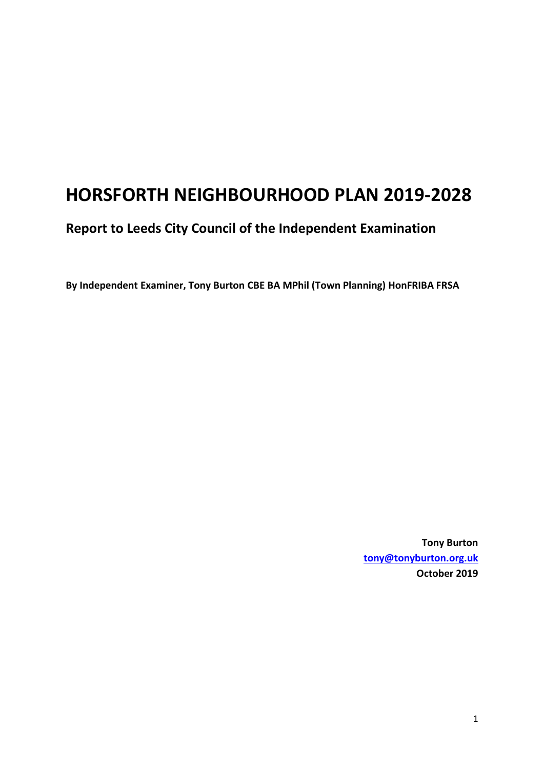# HORSFORTH NEIGHBOURHOOD PLAN 2019-2028

## Report to Leeds City Council of the Independent Examination

**By Independent Examiner, Tony Burton CBE BA MPhil (Town Planning) HonFRIBA FRSA**

**Tony Burton**
**[tony@tonyburton.org.uk](mailto:tony@tonyburton.org.uk)**
**October 2019**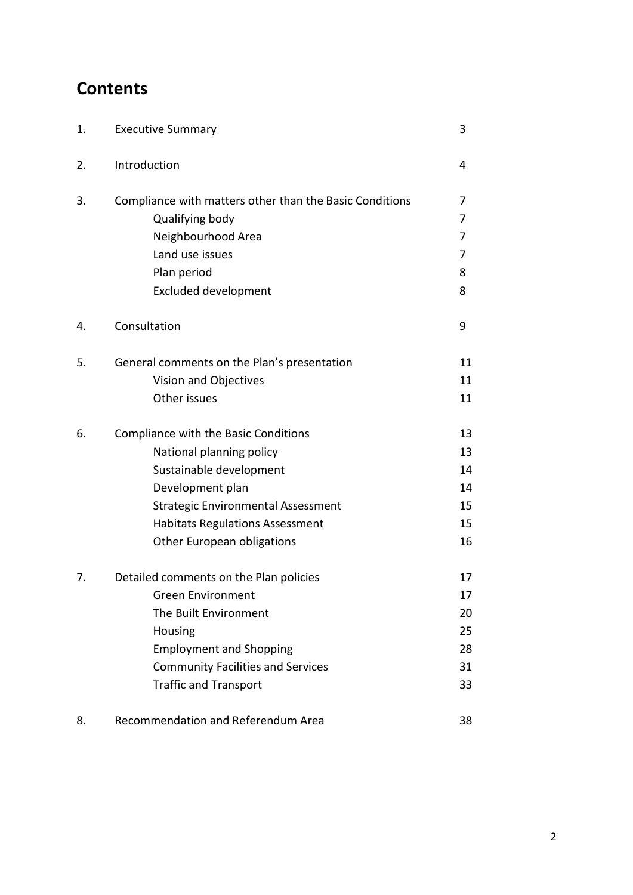# Contents

| | | |
|---|---|---|
| 1. | Executive Summary | 3 |
| 2. | Introduction | 4 |
| 3. | Compliance with matters other than the Basic Conditions | 7 |
| | Qualifying body | 7 |
| | Neighbourhood Area | 7 |
| | Land use issues | 7 |
| | Plan period | 8 |
| | Excluded development | 8 |
| 4. | Consultation | 9 |
| 5. | General comments on the Plan's presentation | 11 |
| | Vision and Objectives | 11 |
| | Other issues | 11 |
| 6. | Compliance with the Basic Conditions | 13 |
| | National planning policy | 13 |
| | Sustainable development | 14 |
| | Development plan | 14 |
| | Strategic Environmental Assessment | 15 |
| | Habitats Regulations Assessment | 15 |
| | Other European obligations | 16 |
| 7. | Detailed comments on the Plan policies | 17 |
| | Green Environment | 17 |
| | The Built Environment | 20 |
| | Housing | 25 |
| | Employment and Shopping | 28 |
| | Community Facilities and Services | 31 |
| | Traffic and Transport | 33 |
| 8. | Recommendation and Referendum Area | 38 |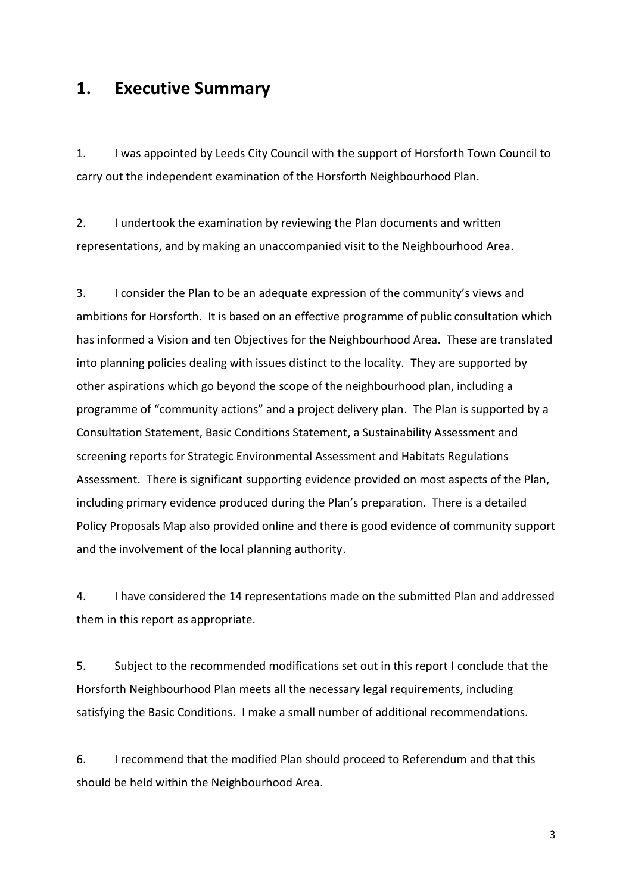# 1. Executive Summary

1. I was appointed by Leeds City Council with the support of Horsforth Town Council to carry out the independent examination of the Horsforth Neighbourhood Plan.

2. I undertook the examination by reviewing the Plan documents and written representations, and by making an unaccompanied visit to the Neighbourhood Area.

3. I consider the Plan to be an adequate expression of the community's views and ambitions for Horsforth. It is based on an effective programme of public consultation which has informed a Vision and ten Objectives for the Neighbourhood Area. These are translated into planning policies dealing with issues distinct to the locality. They are supported by other aspirations which go beyond the scope of the neighbourhood plan, including a programme of "community actions" and a project delivery plan. The Plan is supported by a Consultation Statement, Basic Conditions Statement, a Sustainability Assessment and screening reports for Strategic Environmental Assessment and Habitats Regulations Assessment. There is significant supporting evidence provided on most aspects of the Plan, including primary evidence produced during the Plan's preparation. There is a detailed Policy Proposals Map also provided online and there is good evidence of community support and the involvement of the local planning authority.

4. I have considered the 14 representations made on the submitted Plan and addressed them in this report as appropriate.

5. Subject to the recommended modifications set out in this report I conclude that the Horsforth Neighbourhood Plan meets all the necessary legal requirements, including satisfying the Basic Conditions. I make a small number of additional recommendations.

6. I recommend that the modified Plan should proceed to Referendum and that this should be held within the Neighbourhood Area.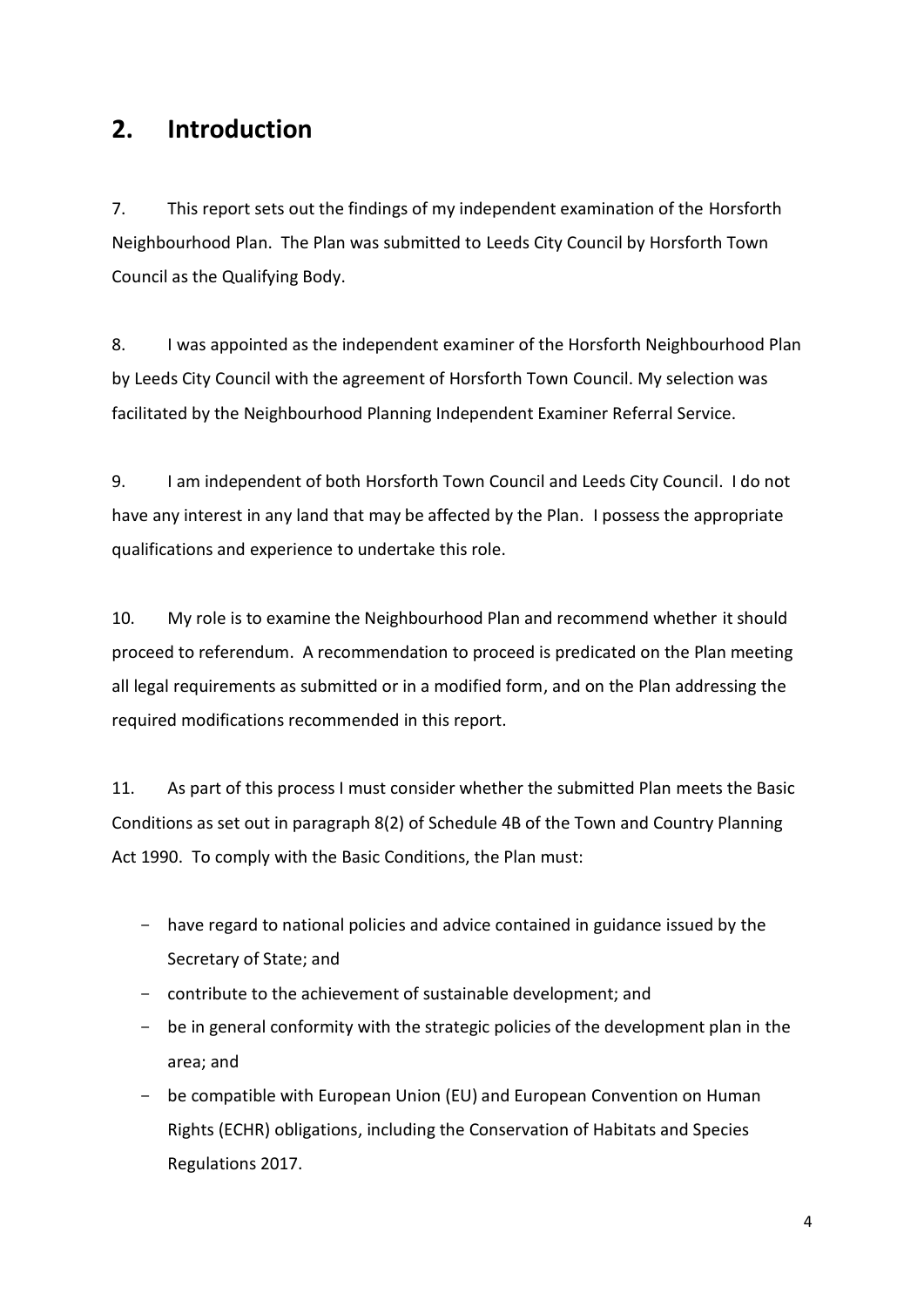## 2. Introduction

7. This report sets out the findings of my independent examination of the Horsforth Neighbourhood Plan. The Plan was submitted to Leeds City Council by Horsforth Town Council as the Qualifying Body.

8. I was appointed as the independent examiner of the Horsforth Neighbourhood Plan by Leeds City Council with the agreement of Horsforth Town Council. My selection was facilitated by the Neighbourhood Planning Independent Examiner Referral Service.

9. I am independent of both Horsforth Town Council and Leeds City Council. I do not have any interest in any land that may be affected by the Plan. I possess the appropriate qualifications and experience to undertake this role.

10. My role is to examine the Neighbourhood Plan and recommend whether it should proceed to referendum. A recommendation to proceed is predicated on the Plan meeting all legal requirements as submitted or in a modified form, and on the Plan addressing the required modifications recommended in this report.

11. As part of this process I must consider whether the submitted Plan meets the Basic Conditions as set out in paragraph 8(2) of Schedule 4B of the Town and Country Planning Act 1990. To comply with the Basic Conditions, the Plan must:

- have regard to national policies and advice contained in guidance issued by the Secretary of State; and
- contribute to the achievement of sustainable development; and
- be in general conformity with the strategic policies of the development plan in the area; and
- be compatible with European Union (EU) and European Convention on Human Rights (ECHR) obligations, including the Conservation of Habitats and Species Regulations 2017.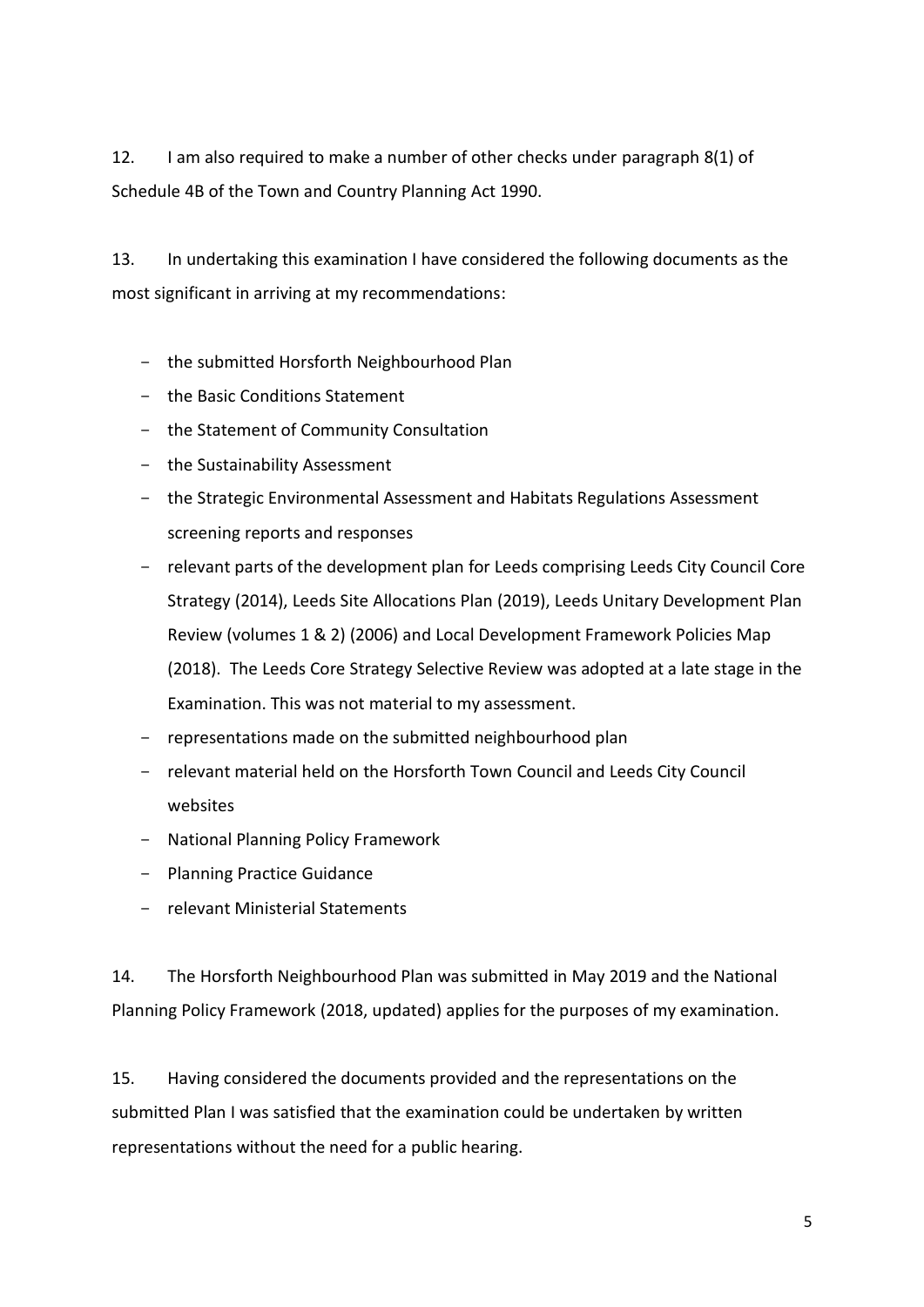12. I am also required to make a number of other checks under paragraph 8(1) of Schedule 4B of the Town and Country Planning Act 1990.

13. In undertaking this examination I have considered the following documents as the most significant in arriving at my recommendations:

- the submitted Horsforth Neighbourhood Plan
- the Basic Conditions Statement
- the Statement of Community Consultation
- the Sustainability Assessment
- the Strategic Environmental Assessment and Habitats Regulations Assessment screening reports and responses
- relevant parts of the development plan for Leeds comprising Leeds City Council Core Strategy (2014), Leeds Site Allocations Plan (2019), Leeds Unitary Development Plan Review (volumes 1 & 2) (2006) and Local Development Framework Policies Map (2018). The Leeds Core Strategy Selective Review was adopted at a late stage in the Examination. This was not material to my assessment.
- representations made on the submitted neighbourhood plan
- relevant material held on the Horsforth Town Council and Leeds City Council websites
- National Planning Policy Framework
- Planning Practice Guidance
- relevant Ministerial Statements

14. The Horsforth Neighbourhood Plan was submitted in May 2019 and the National Planning Policy Framework (2018, updated) applies for the purposes of my examination.

15. Having considered the documents provided and the representations on the submitted Plan I was satisfied that the examination could be undertaken by written representations without the need for a public hearing.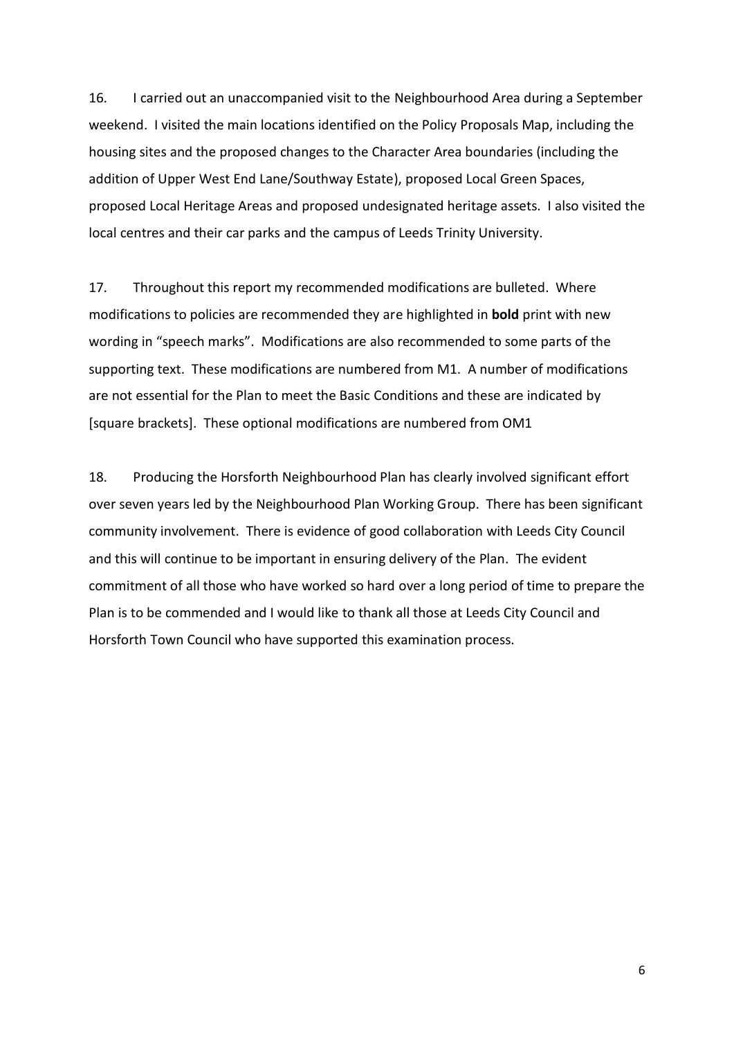16. I carried out an unaccompanied visit to the Neighbourhood Area during a September weekend. I visited the main locations identified on the Policy Proposals Map, including the housing sites and the proposed changes to the Character Area boundaries (including the addition of Upper West End Lane/Southway Estate), proposed Local Green Spaces, proposed Local Heritage Areas and proposed undesignated heritage assets. I also visited the local centres and their car parks and the campus of Leeds Trinity University.

17. Throughout this report my recommended modifications are bulleted. Where modifications to policies are recommended they are highlighted in **bold** print with new wording in "speech marks". Modifications are also recommended to some parts of the supporting text. These modifications are numbered from M1. A number of modifications are not essential for the Plan to meet the Basic Conditions and these are indicated by [square brackets]. These optional modifications are numbered from OM1

18. Producing the Horsforth Neighbourhood Plan has clearly involved significant effort over seven years led by the Neighbourhood Plan Working Group. There has been significant community involvement. There is evidence of good collaboration with Leeds City Council and this will continue to be important in ensuring delivery of the Plan. The evident commitment of all those who have worked so hard over a long period of time to prepare the Plan is to be commended and I would like to thank all those at Leeds City Council and Horsforth Town Council who have supported this examination process.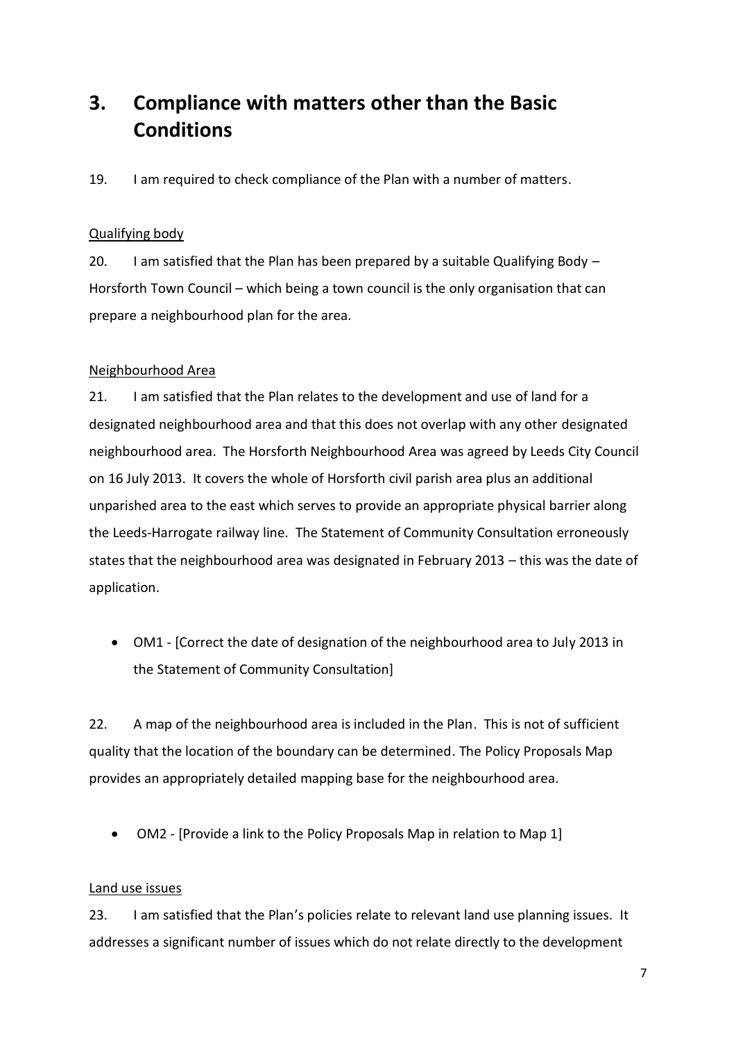# 3. Compliance with matters other than the Basic Conditions

19. I am required to check compliance of the Plan with a number of matters.

## Qualifying body

20. I am satisfied that the Plan has been prepared by a suitable Qualifying Body – Horsforth Town Council – which being a town council is the only organisation that can prepare a neighbourhood plan for the area.

## Neighbourhood Area

21. I am satisfied that the Plan relates to the development and use of land for a designated neighbourhood area and that this does not overlap with any other designated neighbourhood area. The Horsforth Neighbourhood Area was agreed by Leeds City Council on 16 July 2013. It covers the whole of Horsforth civil parish area plus an additional unparished area to the east which serves to provide an appropriate physical barrier along the Leeds-Harrogate railway line. The Statement of Community Consultation erroneously states that the neighbourhood area was designated in February 2013 – this was the date of application.

- OM1 - [Correct the date of designation of the neighbourhood area to July 2013 in the Statement of Community Consultation]

22. A map of the neighbourhood area is included in the Plan. This is not of sufficient quality that the location of the boundary can be determined. The Policy Proposals Map provides an appropriately detailed mapping base for the neighbourhood area.

- OM2 - [Provide a link to the Policy Proposals Map in relation to Map 1]

## Land use issues

23. I am satisfied that the Plan's policies relate to relevant land use planning issues. It addresses a significant number of issues which do not relate directly to the development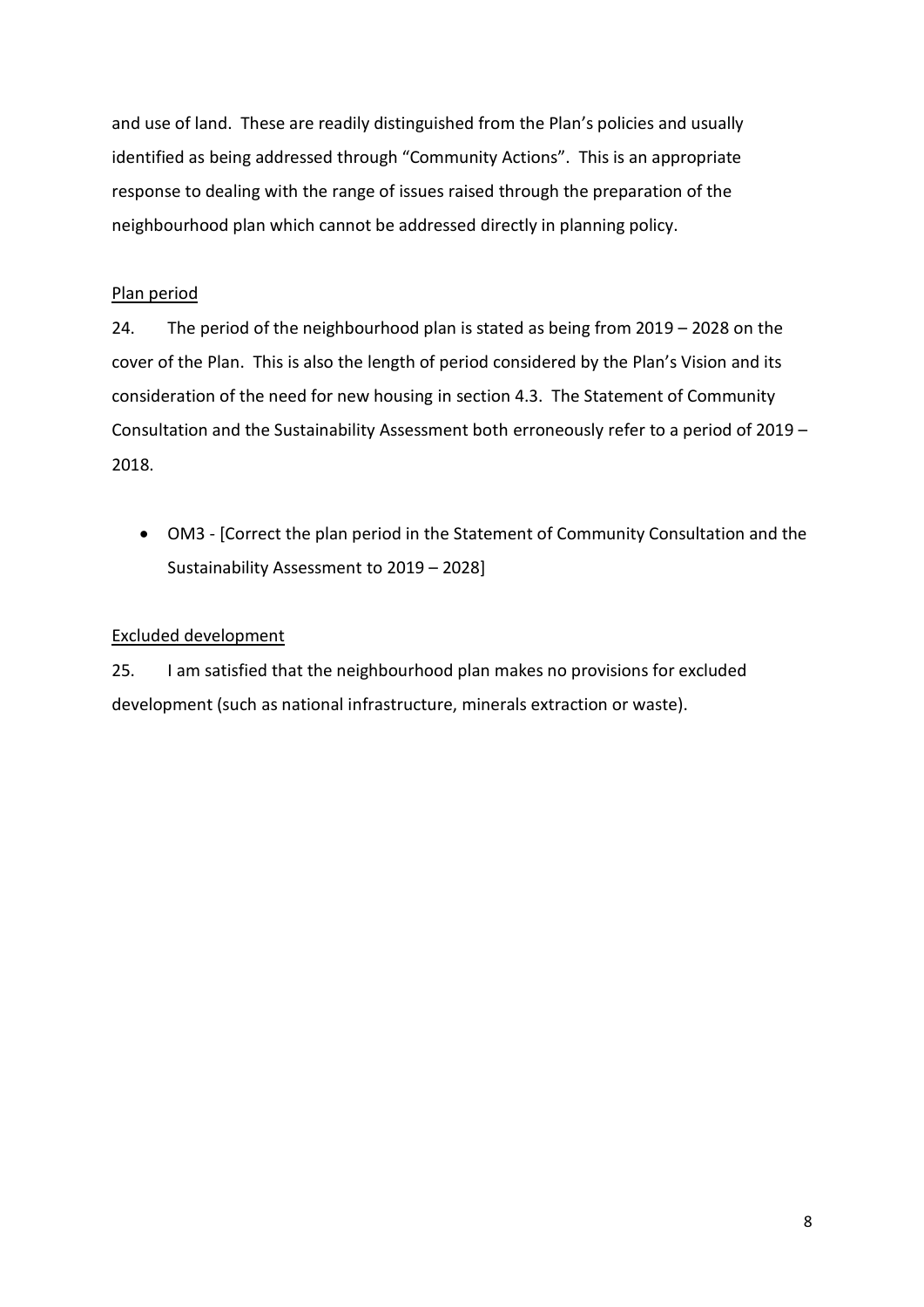and use of land. These are readily distinguished from the Plan's policies and usually identified as being addressed through "Community Actions". This is an appropriate response to dealing with the range of issues raised through the preparation of the neighbourhood plan which cannot be addressed directly in planning policy.

<u>Plan period</u>

24. The period of the neighbourhood plan is stated as being from 2019 – 2028 on the cover of the Plan. This is also the length of period considered by the Plan's Vision and its consideration of the need for new housing in section 4.3. The Statement of Community Consultation and the Sustainability Assessment both erroneously refer to a period of 2019 – 2018.

- OM3 - [Correct the plan period in the Statement of Community Consultation and the Sustainability Assessment to 2019 – 2028]

<u>Excluded development</u>

25. I am satisfied that the neighbourhood plan makes no provisions for excluded development (such as national infrastructure, minerals extraction or waste).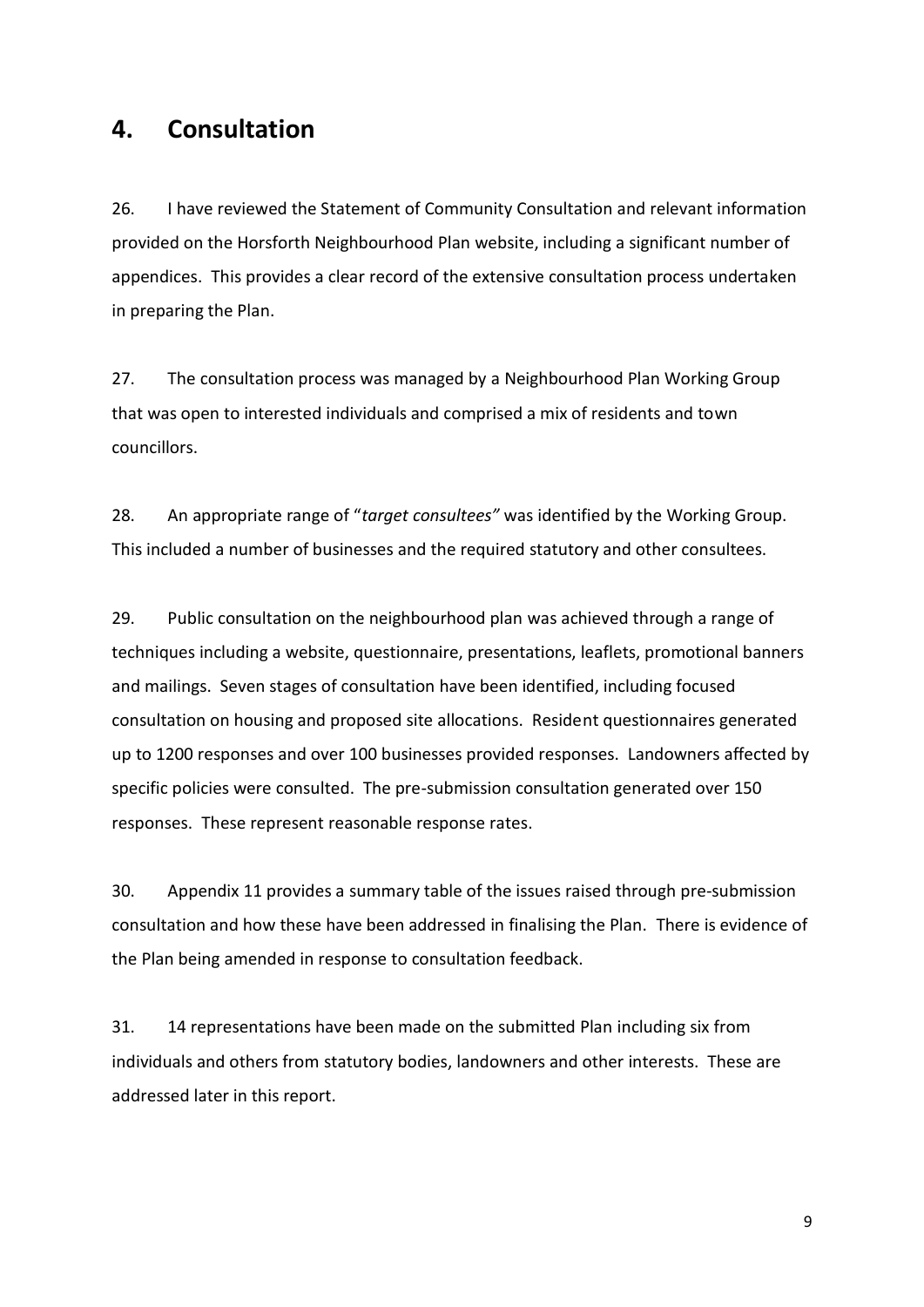## 4. Consultation

26. I have reviewed the Statement of Community Consultation and relevant information provided on the Horsforth Neighbourhood Plan website, including a significant number of appendices. This provides a clear record of the extensive consultation process undertaken in preparing the Plan.

27. The consultation process was managed by a Neighbourhood Plan Working Group that was open to interested individuals and comprised a mix of residents and town councillors.

28. An appropriate range of "*target consultees"* was identified by the Working Group. This included a number of businesses and the required statutory and other consultees.

29. Public consultation on the neighbourhood plan was achieved through a range of techniques including a website, questionnaire, presentations, leaflets, promotional banners and mailings. Seven stages of consultation have been identified, including focused consultation on housing and proposed site allocations. Resident questionnaires generated up to 1200 responses and over 100 businesses provided responses. Landowners affected by specific policies were consulted. The pre-submission consultation generated over 150 responses. These represent reasonable response rates.

30. Appendix 11 provides a summary table of the issues raised through pre-submission consultation and how these have been addressed in finalising the Plan. There is evidence of the Plan being amended in response to consultation feedback.

31. 14 representations have been made on the submitted Plan including six from individuals and others from statutory bodies, landowners and other interests. These are addressed later in this report.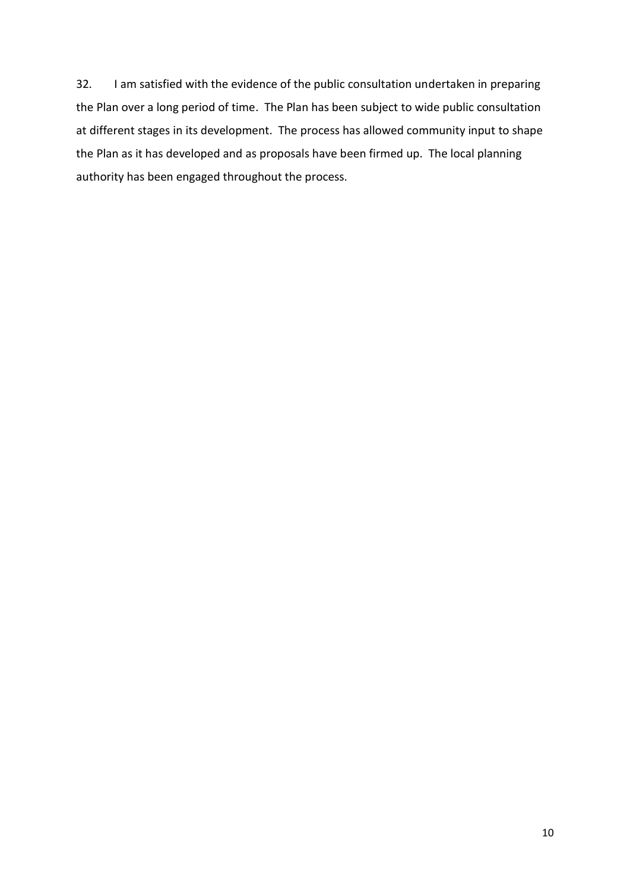32. I am satisfied with the evidence of the public consultation undertaken in preparing the Plan over a long period of time. The Plan has been subject to wide public consultation at different stages in its development. The process has allowed community input to shape the Plan as it has developed and as proposals have been firmed up. The local planning authority has been engaged throughout the process.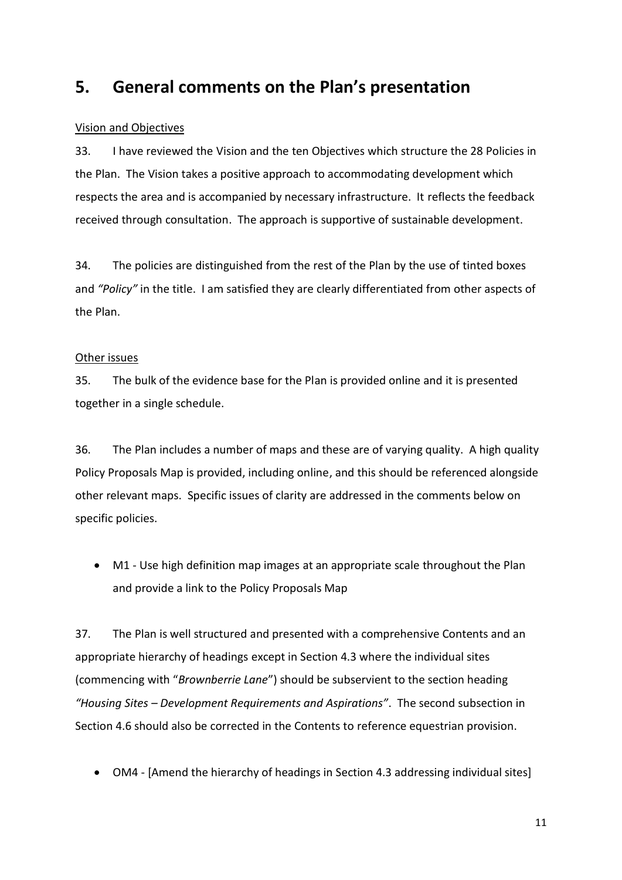# 5. General comments on the Plan's presentation

Vision and Objectives

33. I have reviewed the Vision and the ten Objectives which structure the 28 Policies in the Plan. The Vision takes a positive approach to accommodating development which respects the area and is accompanied by necessary infrastructure. It reflects the feedback received through consultation. The approach is supportive of sustainable development.

34. The policies are distinguished from the rest of the Plan by the use of tinted boxes and *"Policy"* in the title. I am satisfied they are clearly differentiated from other aspects of the Plan.

Other issues

35. The bulk of the evidence base for the Plan is provided online and it is presented together in a single schedule.

36. The Plan includes a number of maps and these are of varying quality. A high quality Policy Proposals Map is provided, including online, and this should be referenced alongside other relevant maps. Specific issues of clarity are addressed in the comments below on specific policies.

- M1 - Use high definition map images at an appropriate scale throughout the Plan and provide a link to the Policy Proposals Map

37. The Plan is well structured and presented with a comprehensive Contents and an appropriate hierarchy of headings except in Section 4.3 where the individual sites (commencing with "*Brownberrie Lane*") should be subservient to the section heading *"Housing Sites – Development Requirements and Aspirations"*. The second subsection in Section 4.6 should also be corrected in the Contents to reference equestrian provision.

- OM4 - [Amend the hierarchy of headings in Section 4.3 addressing individual sites]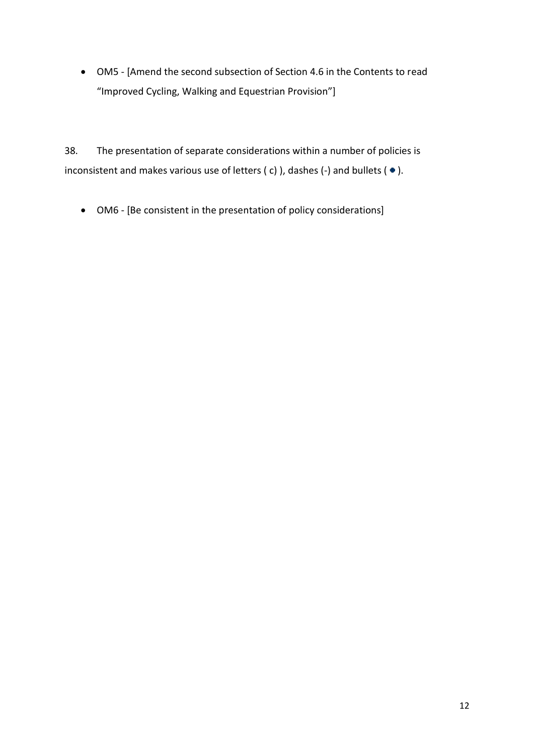- OM5 - [Amend the second subsection of Section 4.6 in the Contents to read "Improved Cycling, Walking and Equestrian Provision"]

38. The presentation of separate considerations within a number of policies is inconsistent and makes various use of letters ( c) ), dashes (-) and bullets ( • ).

- OM6 - [Be consistent in the presentation of policy considerations]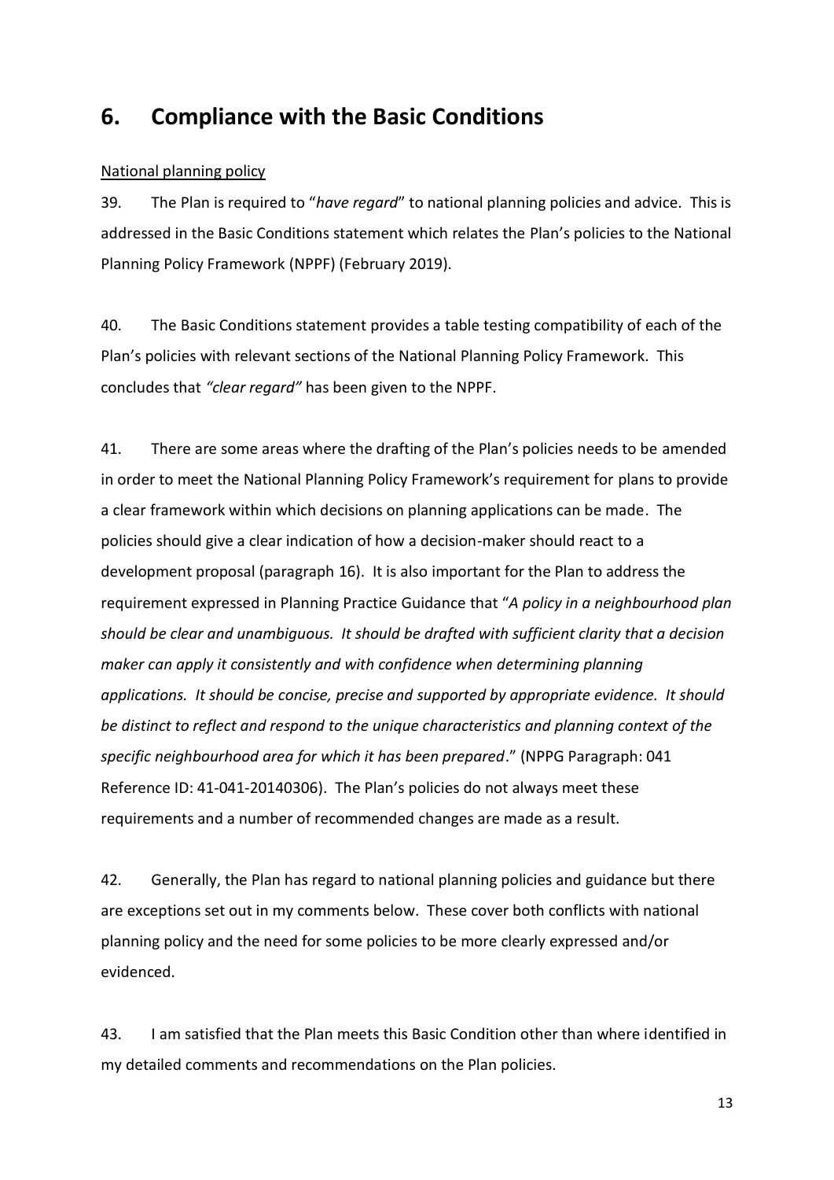# 6. Compliance with the Basic Conditions

National planning policy

39. The Plan is required to "*have regard*" to national planning policies and advice. This is addressed in the Basic Conditions statement which relates the Plan's policies to the National Planning Policy Framework (NPPF) (February 2019).

40. The Basic Conditions statement provides a table testing compatibility of each of the Plan's policies with relevant sections of the National Planning Policy Framework. This concludes that *"clear regard"* has been given to the NPPF.

41. There are some areas where the drafting of the Plan's policies needs to be amended in order to meet the National Planning Policy Framework's requirement for plans to provide a clear framework within which decisions on planning applications can be made. The policies should give a clear indication of how a decision-maker should react to a development proposal (paragraph 16). It is also important for the Plan to address the requirement expressed in Planning Practice Guidance that "*A policy in a neighbourhood plan should be clear and unambiguous. It should be drafted with sufficient clarity that a decision maker can apply it consistently and with confidence when determining planning applications. It should be concise, precise and supported by appropriate evidence. It should be distinct to reflect and respond to the unique characteristics and planning context of the specific neighbourhood area for which it has been prepared*." (NPPG Paragraph: 041 Reference ID: 41-041-20140306). The Plan's policies do not always meet these requirements and a number of recommended changes are made as a result.

42. Generally, the Plan has regard to national planning policies and guidance but there are exceptions set out in my comments below. These cover both conflicts with national planning policy and the need for some policies to be more clearly expressed and/or evidenced.

43. I am satisfied that the Plan meets this Basic Condition other than where identified in my detailed comments and recommendations on the Plan policies.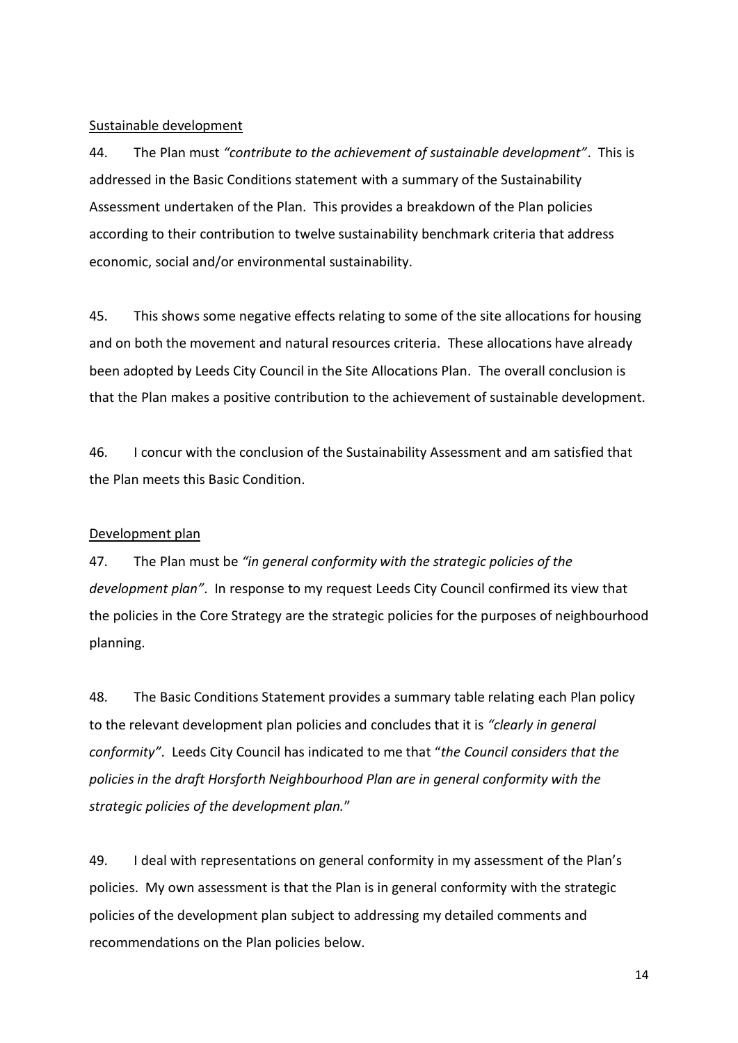Sustainable development

44. The Plan must *"contribute to the achievement of sustainable development"*. This is addressed in the Basic Conditions statement with a summary of the Sustainability Assessment undertaken of the Plan. This provides a breakdown of the Plan policies according to their contribution to twelve sustainability benchmark criteria that address economic, social and/or environmental sustainability.

45. This shows some negative effects relating to some of the site allocations for housing and on both the movement and natural resources criteria. These allocations have already been adopted by Leeds City Council in the Site Allocations Plan. The overall conclusion is that the Plan makes a positive contribution to the achievement of sustainable development.

46. I concur with the conclusion of the Sustainability Assessment and am satisfied that the Plan meets this Basic Condition.

Development plan

47. The Plan must be *"in general conformity with the strategic policies of the development plan"*. In response to my request Leeds City Council confirmed its view that the policies in the Core Strategy are the strategic policies for the purposes of neighbourhood planning.

48. The Basic Conditions Statement provides a summary table relating each Plan policy to the relevant development plan policies and concludes that it is *"clearly in general conformity"*. Leeds City Council has indicated to me that "*the Council considers that the policies in the draft Horsforth Neighbourhood Plan are in general conformity with the strategic policies of the development plan.*"

49. I deal with representations on general conformity in my assessment of the Plan's policies. My own assessment is that the Plan is in general conformity with the strategic policies of the development plan subject to addressing my detailed comments and recommendations on the Plan policies below.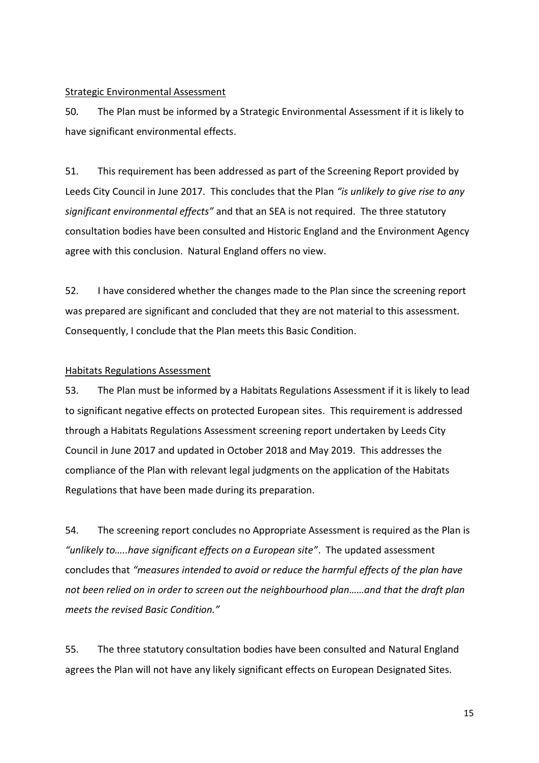Strategic Environmental Assessment

50. The Plan must be informed by a Strategic Environmental Assessment if it is likely to have significant environmental effects.

51. This requirement has been addressed as part of the Screening Report provided by Leeds City Council in June 2017. This concludes that the Plan *"is unlikely to give rise to any significant environmental effects"* and that an SEA is not required. The three statutory consultation bodies have been consulted and Historic England and the Environment Agency agree with this conclusion. Natural England offers no view.

52. I have considered whether the changes made to the Plan since the screening report was prepared are significant and concluded that they are not material to this assessment. Consequently, I conclude that the Plan meets this Basic Condition.

Habitats Regulations Assessment

53. The Plan must be informed by a Habitats Regulations Assessment if it is likely to lead to significant negative effects on protected European sites. This requirement is addressed through a Habitats Regulations Assessment screening report undertaken by Leeds City Council in June 2017 and updated in October 2018 and May 2019. This addresses the compliance of the Plan with relevant legal judgments on the application of the Habitats Regulations that have been made during its preparation.

54. The screening report concludes no Appropriate Assessment is required as the Plan is *"unlikely to…..have significant effects on a European site"*. The updated assessment concludes that *"measures intended to avoid or reduce the harmful effects of the plan have not been relied on in order to screen out the neighbourhood plan……and that the draft plan meets the revised Basic Condition."*

55. The three statutory consultation bodies have been consulted and Natural England agrees the Plan will not have any likely significant effects on European Designated Sites.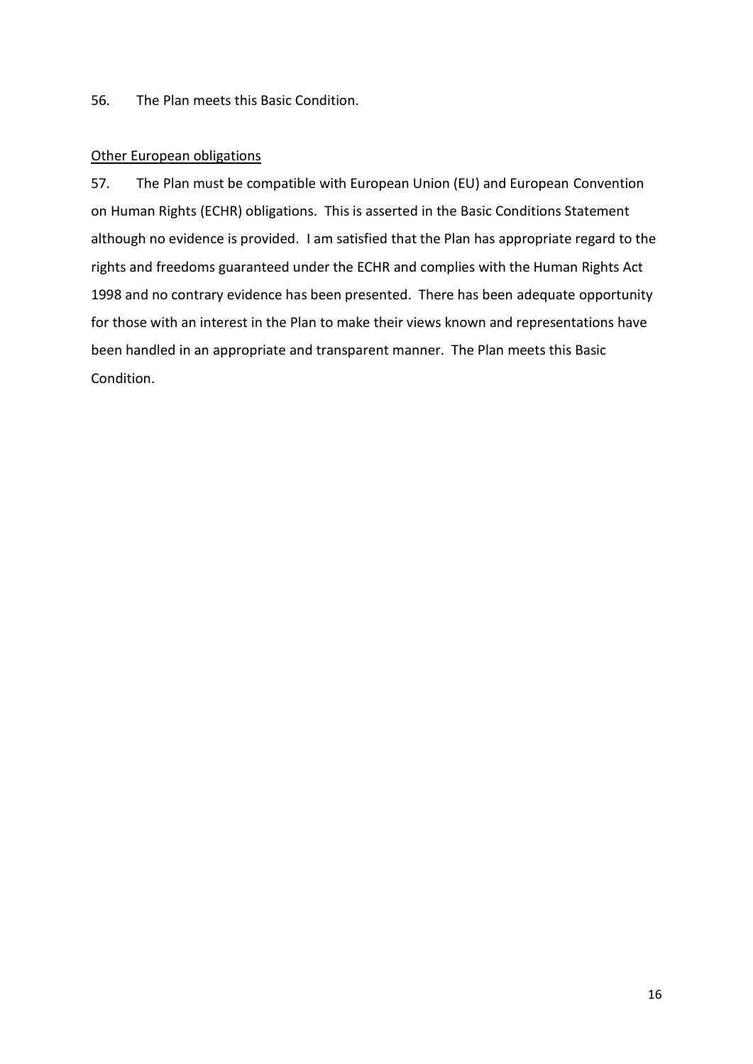56. The Plan meets this Basic Condition.

<u>Other European obligations</u>

57. The Plan must be compatible with European Union (EU) and European Convention on Human Rights (ECHR) obligations. This is asserted in the Basic Conditions Statement although no evidence is provided. I am satisfied that the Plan has appropriate regard to the rights and freedoms guaranteed under the ECHR and complies with the Human Rights Act 1998 and no contrary evidence has been presented. There has been adequate opportunity for those with an interest in the Plan to make their views known and representations have been handled in an appropriate and transparent manner. The Plan meets this Basic Condition.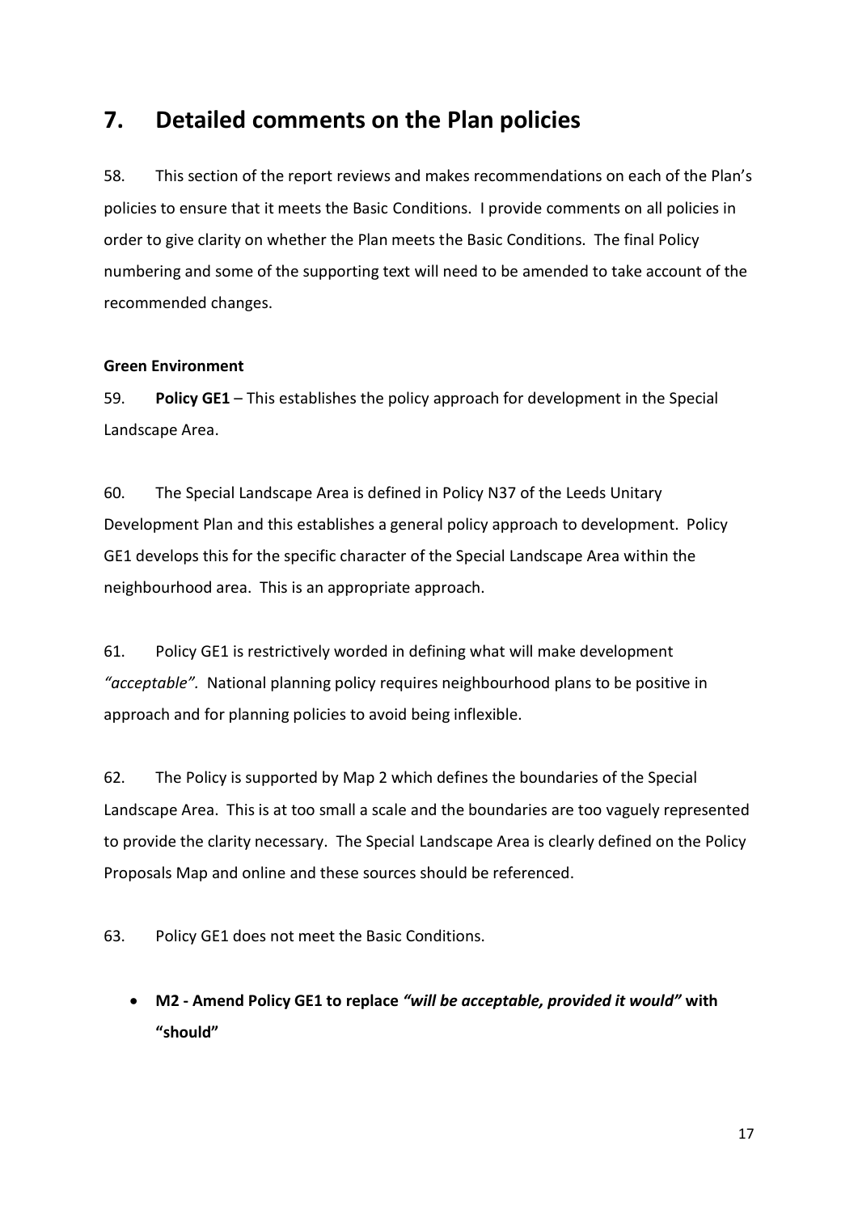## 7. Detailed comments on the Plan policies

58. This section of the report reviews and makes recommendations on each of the Plan's policies to ensure that it meets the Basic Conditions. I provide comments on all policies in order to give clarity on whether the Plan meets the Basic Conditions. The final Policy numbering and some of the supporting text will need to be amended to take account of the recommended changes.

**Green Environment**

59. **Policy GE1** – This establishes the policy approach for development in the Special Landscape Area.

60. The Special Landscape Area is defined in Policy N37 of the Leeds Unitary Development Plan and this establishes a general policy approach to development. Policy GE1 develops this for the specific character of the Special Landscape Area within the neighbourhood area. This is an appropriate approach.

61. Policy GE1 is restrictively worded in defining what will make development *"acceptable".* National planning policy requires neighbourhood plans to be positive in approach and for planning policies to avoid being inflexible.

62. The Policy is supported by Map 2 which defines the boundaries of the Special Landscape Area. This is at too small a scale and the boundaries are too vaguely represented to provide the clarity necessary. The Special Landscape Area is clearly defined on the Policy Proposals Map and online and these sources should be referenced.

63. Policy GE1 does not meet the Basic Conditions.

- **M2 - Amend Policy GE1 to replace *"will be acceptable, provided it would"* with "should"**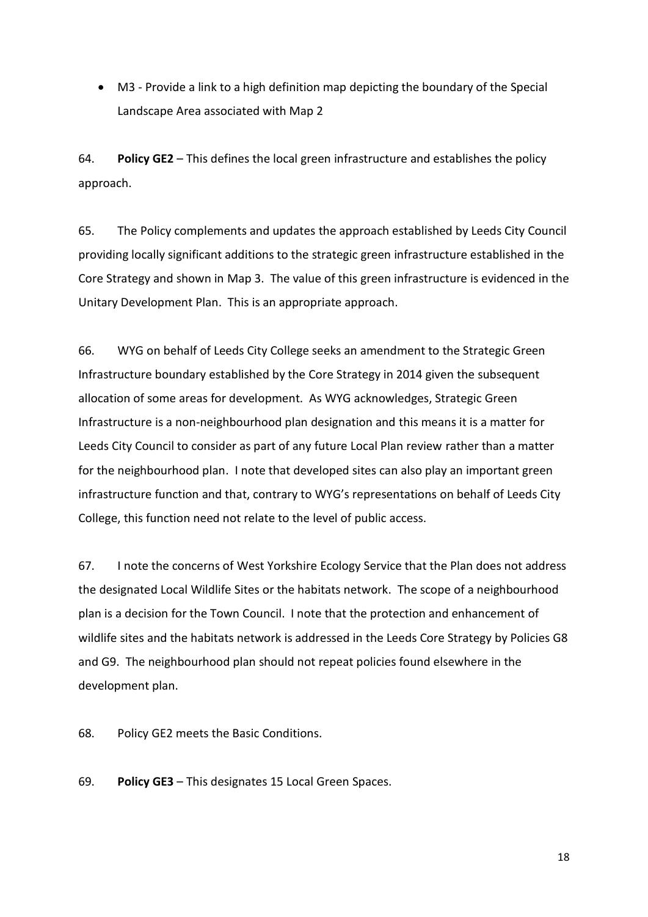- M3 - Provide a link to a high definition map depicting the boundary of the Special Landscape Area associated with Map 2

64. **Policy GE2** – This defines the local green infrastructure and establishes the policy approach.

65. The Policy complements and updates the approach established by Leeds City Council providing locally significant additions to the strategic green infrastructure established in the Core Strategy and shown in Map 3. The value of this green infrastructure is evidenced in the Unitary Development Plan. This is an appropriate approach.

66. WYG on behalf of Leeds City College seeks an amendment to the Strategic Green Infrastructure boundary established by the Core Strategy in 2014 given the subsequent allocation of some areas for development. As WYG acknowledges, Strategic Green Infrastructure is a non-neighbourhood plan designation and this means it is a matter for Leeds City Council to consider as part of any future Local Plan review rather than a matter for the neighbourhood plan. I note that developed sites can also play an important green infrastructure function and that, contrary to WYG's representations on behalf of Leeds City College, this function need not relate to the level of public access.

67. I note the concerns of West Yorkshire Ecology Service that the Plan does not address the designated Local Wildlife Sites or the habitats network. The scope of a neighbourhood plan is a decision for the Town Council. I note that the protection and enhancement of wildlife sites and the habitats network is addressed in the Leeds Core Strategy by Policies G8 and G9. The neighbourhood plan should not repeat policies found elsewhere in the development plan.

68. Policy GE2 meets the Basic Conditions.

69. **Policy GE3** – This designates 15 Local Green Spaces.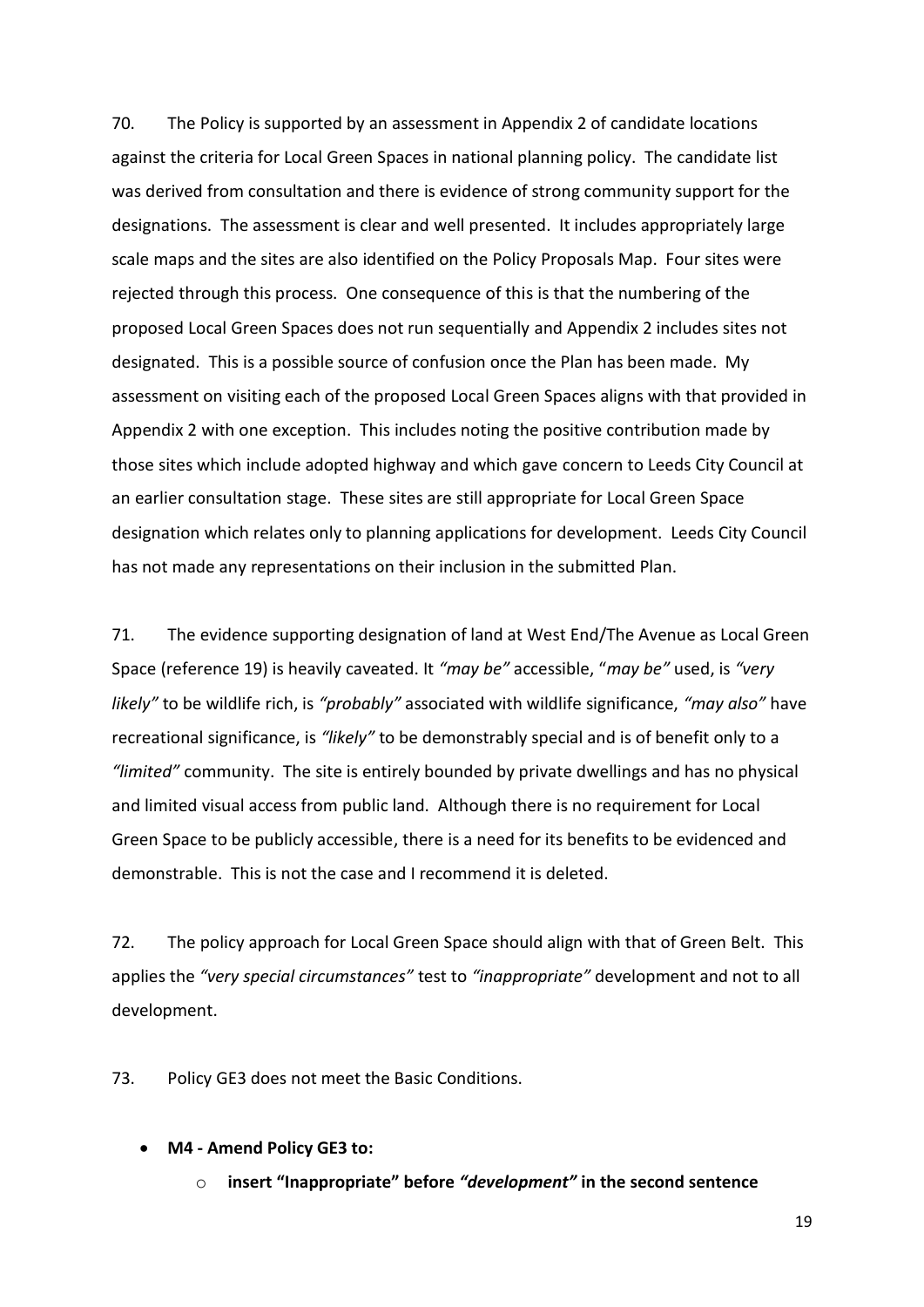70. The Policy is supported by an assessment in Appendix 2 of candidate locations against the criteria for Local Green Spaces in national planning policy. The candidate list was derived from consultation and there is evidence of strong community support for the designations. The assessment is clear and well presented. It includes appropriately large scale maps and the sites are also identified on the Policy Proposals Map. Four sites were rejected through this process. One consequence of this is that the numbering of the proposed Local Green Spaces does not run sequentially and Appendix 2 includes sites not designated. This is a possible source of confusion once the Plan has been made. My assessment on visiting each of the proposed Local Green Spaces aligns with that provided in Appendix 2 with one exception. This includes noting the positive contribution made by those sites which include adopted highway and which gave concern to Leeds City Council at an earlier consultation stage. These sites are still appropriate for Local Green Space designation which relates only to planning applications for development. Leeds City Council has not made any representations on their inclusion in the submitted Plan.

71. The evidence supporting designation of land at West End/The Avenue as Local Green Space (reference 19) is heavily caveated. It *"may be"* accessible, "*may be"* used, is *"very likely"* to be wildlife rich, is *"probably"* associated with wildlife significance, *"may also"* have recreational significance, is *"likely"* to be demonstrably special and is of benefit only to a *"limited"* community. The site is entirely bounded by private dwellings and has no physical and limited visual access from public land. Although there is no requirement for Local Green Space to be publicly accessible, there is a need for its benefits to be evidenced and demonstrable. This is not the case and I recommend it is deleted.

72. The policy approach for Local Green Space should align with that of Green Belt. This applies the *"very special circumstances"* test to *"inappropriate"* development and not to all development.

73. Policy GE3 does not meet the Basic Conditions.

- **M4 - Amend Policy GE3 to:**
  - **insert "Inappropriate" before *"development"* in the second sentence**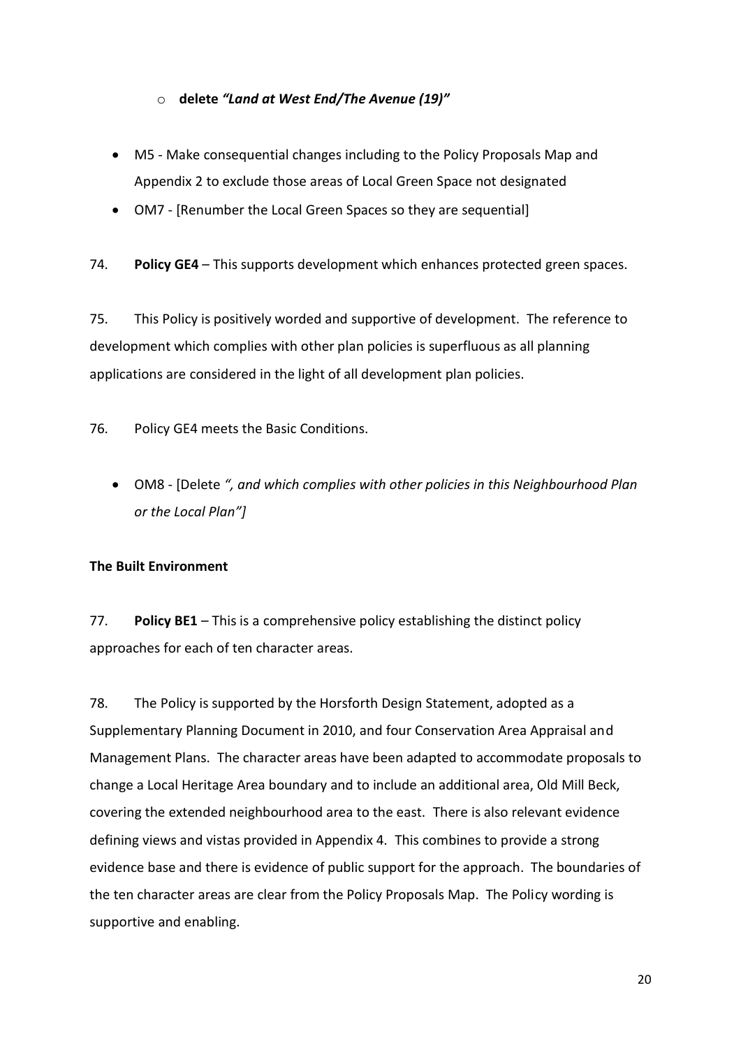- **delete** ***"Land at West End/The Avenue (19)"***

- M5 - Make consequential changes including to the Policy Proposals Map and Appendix 2 to exclude those areas of Local Green Space not designated
- OM7 - [Renumber the Local Green Spaces so they are sequential]

74. **Policy GE4** – This supports development which enhances protected green spaces.

75. This Policy is positively worded and supportive of development. The reference to development which complies with other plan policies is superfluous as all planning applications are considered in the light of all development plan policies.

76. Policy GE4 meets the Basic Conditions.

- OM8 - [Delete *", and which complies with other policies in this Neighbourhood Plan or the Local Plan"]*

**The Built Environment**

77. **Policy BE1** – This is a comprehensive policy establishing the distinct policy approaches for each of ten character areas.

78. The Policy is supported by the Horsforth Design Statement, adopted as a Supplementary Planning Document in 2010, and four Conservation Area Appraisal and Management Plans. The character areas have been adapted to accommodate proposals to change a Local Heritage Area boundary and to include an additional area, Old Mill Beck, covering the extended neighbourhood area to the east. There is also relevant evidence defining views and vistas provided in Appendix 4. This combines to provide a strong evidence base and there is evidence of public support for the approach. The boundaries of the ten character areas are clear from the Policy Proposals Map. The Policy wording is supportive and enabling.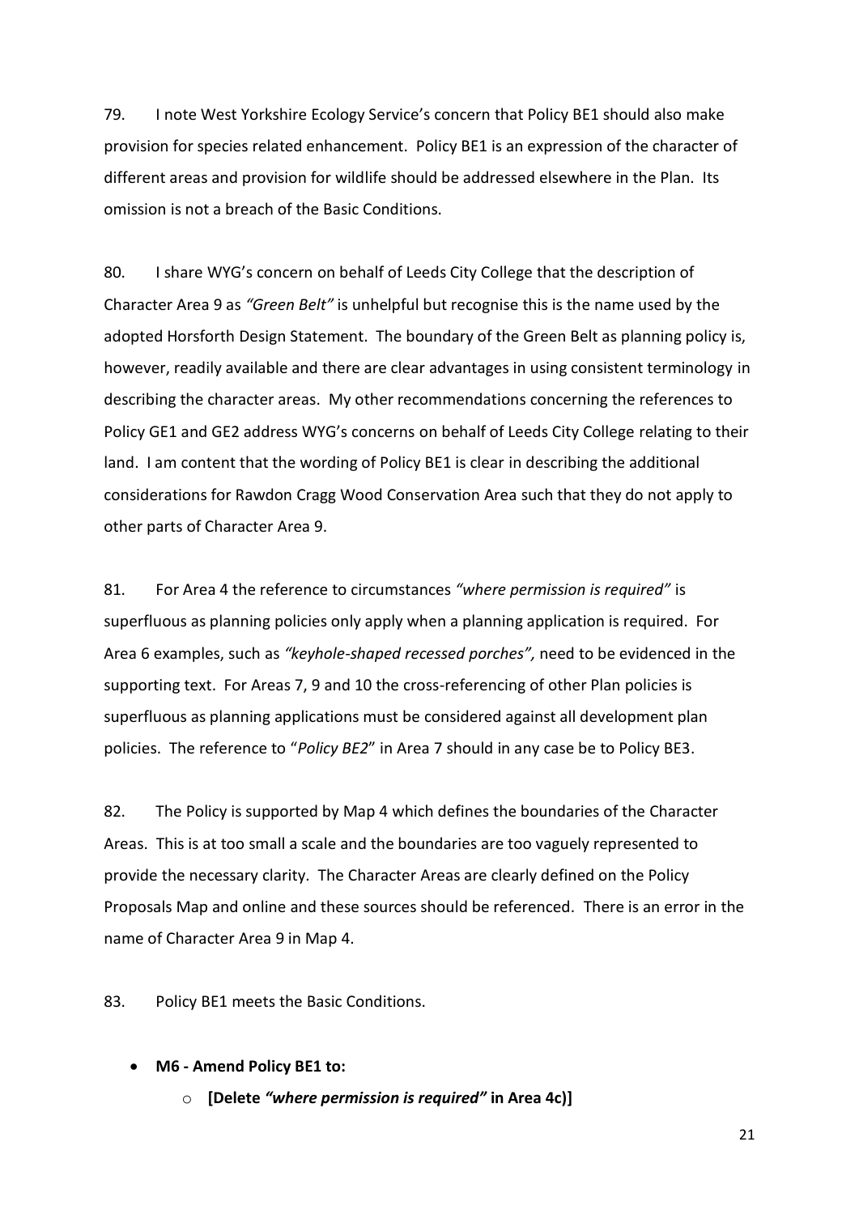79. I note West Yorkshire Ecology Service's concern that Policy BE1 should also make provision for species related enhancement. Policy BE1 is an expression of the character of different areas and provision for wildlife should be addressed elsewhere in the Plan. Its omission is not a breach of the Basic Conditions.

80. I share WYG's concern on behalf of Leeds City College that the description of Character Area 9 as *"Green Belt"* is unhelpful but recognise this is the name used by the adopted Horsforth Design Statement. The boundary of the Green Belt as planning policy is, however, readily available and there are clear advantages in using consistent terminology in describing the character areas. My other recommendations concerning the references to Policy GE1 and GE2 address WYG's concerns on behalf of Leeds City College relating to their land. I am content that the wording of Policy BE1 is clear in describing the additional considerations for Rawdon Cragg Wood Conservation Area such that they do not apply to other parts of Character Area 9.

81. For Area 4 the reference to circumstances *"where permission is required"* is superfluous as planning policies only apply when a planning application is required. For Area 6 examples, such as *"keyhole-shaped recessed porches",* need to be evidenced in the supporting text. For Areas 7, 9 and 10 the cross-referencing of other Plan policies is superfluous as planning applications must be considered against all development plan policies. The reference to "*Policy BE2*" in Area 7 should in any case be to Policy BE3.

82. The Policy is supported by Map 4 which defines the boundaries of the Character Areas. This is at too small a scale and the boundaries are too vaguely represented to provide the necessary clarity. The Character Areas are clearly defined on the Policy Proposals Map and online and these sources should be referenced. There is an error in the name of Character Area 9 in Map 4.

83. Policy BE1 meets the Basic Conditions.

- **M6 - Amend Policy BE1 to:**
  - **[Delete *"where permission is required"* in Area 4c)]**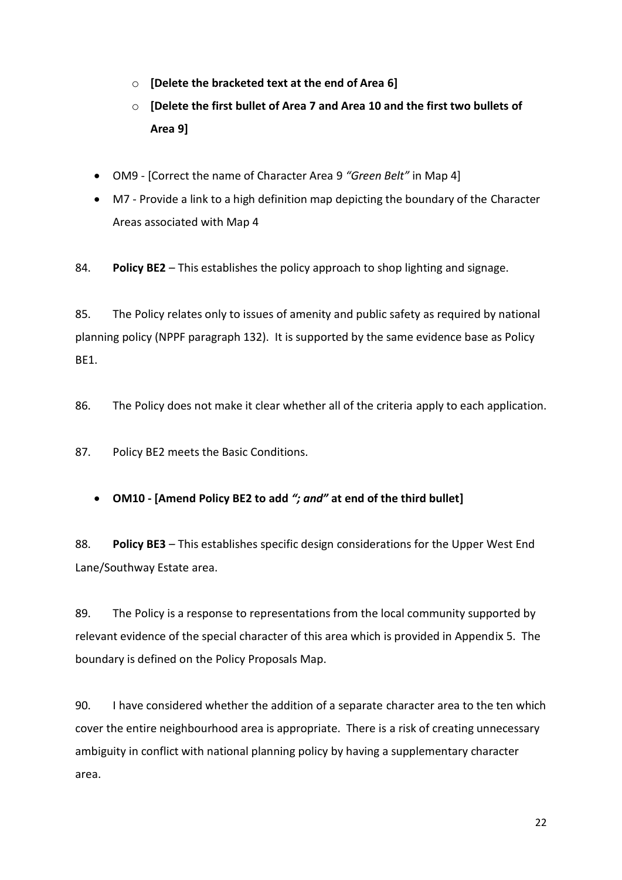- **[Delete the bracketed text at the end of Area 6]**
  - **[Delete the first bullet of Area 7 and Area 10 and the first two bullets of Area 9]**

- OM9 - [Correct the name of Character Area 9 *"Green Belt"* in Map 4]
- M7 - Provide a link to a high definition map depicting the boundary of the Character Areas associated with Map 4

84. **Policy BE2** – This establishes the policy approach to shop lighting and signage.

85. The Policy relates only to issues of amenity and public safety as required by national planning policy (NPPF paragraph 132). It is supported by the same evidence base as Policy BE1.

86. The Policy does not make it clear whether all of the criteria apply to each application.

87. Policy BE2 meets the Basic Conditions.

- **OM10 - [Amend Policy BE2 to add *"; and"* at end of the third bullet]**

88. **Policy BE3** – This establishes specific design considerations for the Upper West End Lane/Southway Estate area.

89. The Policy is a response to representations from the local community supported by relevant evidence of the special character of this area which is provided in Appendix 5. The boundary is defined on the Policy Proposals Map.

90. I have considered whether the addition of a separate character area to the ten which cover the entire neighbourhood area is appropriate. There is a risk of creating unnecessary ambiguity in conflict with national planning policy by having a supplementary character area.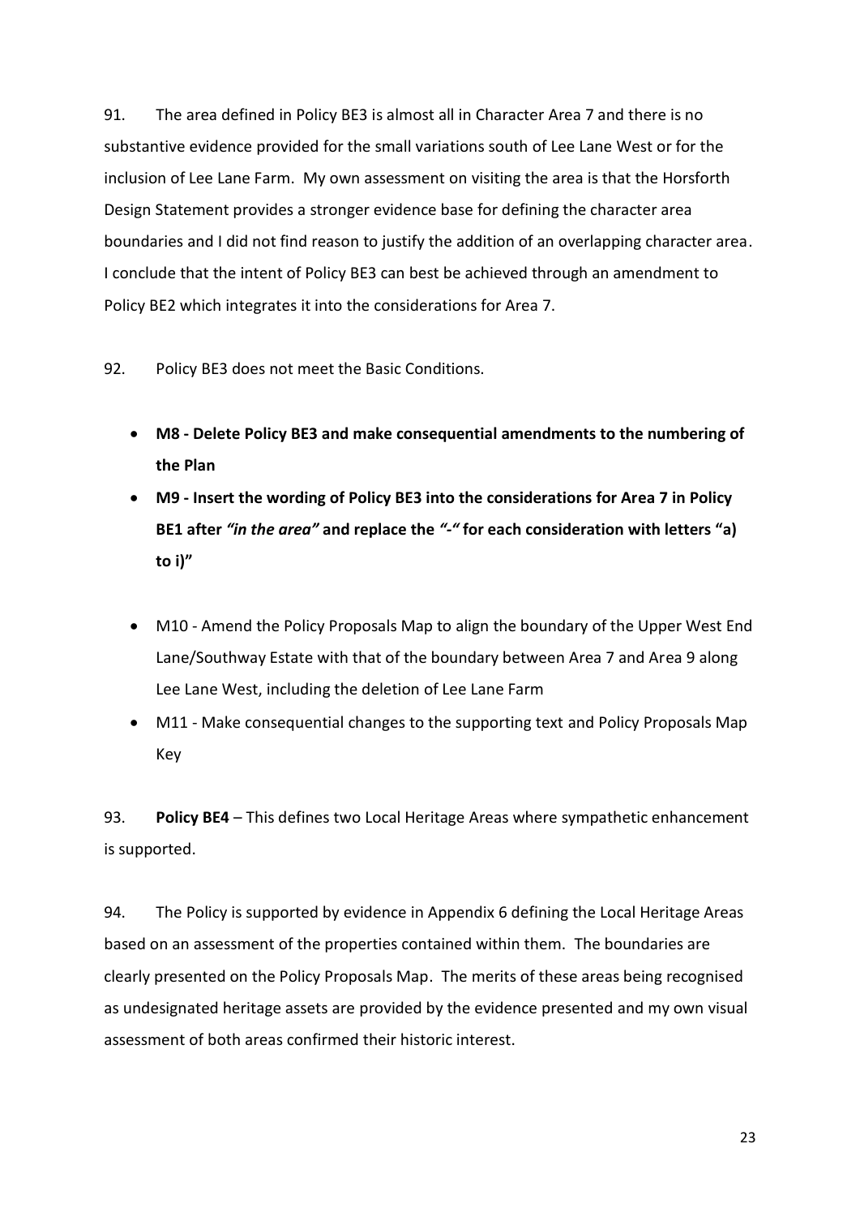91. The area defined in Policy BE3 is almost all in Character Area 7 and there is no substantive evidence provided for the small variations south of Lee Lane West or for the inclusion of Lee Lane Farm. My own assessment on visiting the area is that the Horsforth Design Statement provides a stronger evidence base for defining the character area boundaries and I did not find reason to justify the addition of an overlapping character area. I conclude that the intent of Policy BE3 can best be achieved through an amendment to Policy BE2 which integrates it into the considerations for Area 7.

92. Policy BE3 does not meet the Basic Conditions.

- **M8 - Delete Policy BE3 and make consequential amendments to the numbering of the Plan**
- **M9 - Insert the wording of Policy BE3 into the considerations for Area 7 in Policy BE1 after *"in the area"* and replace the *"-"* for each consideration with letters "a) to i)"**

- M10 - Amend the Policy Proposals Map to align the boundary of the Upper West End Lane/Southway Estate with that of the boundary between Area 7 and Area 9 along Lee Lane West, including the deletion of Lee Lane Farm
- M11 - Make consequential changes to the supporting text and Policy Proposals Map Key

93. **Policy BE4** – This defines two Local Heritage Areas where sympathetic enhancement is supported.

94. The Policy is supported by evidence in Appendix 6 defining the Local Heritage Areas based on an assessment of the properties contained within them. The boundaries are clearly presented on the Policy Proposals Map. The merits of these areas being recognised as undesignated heritage assets are provided by the evidence presented and my own visual assessment of both areas confirmed their historic interest.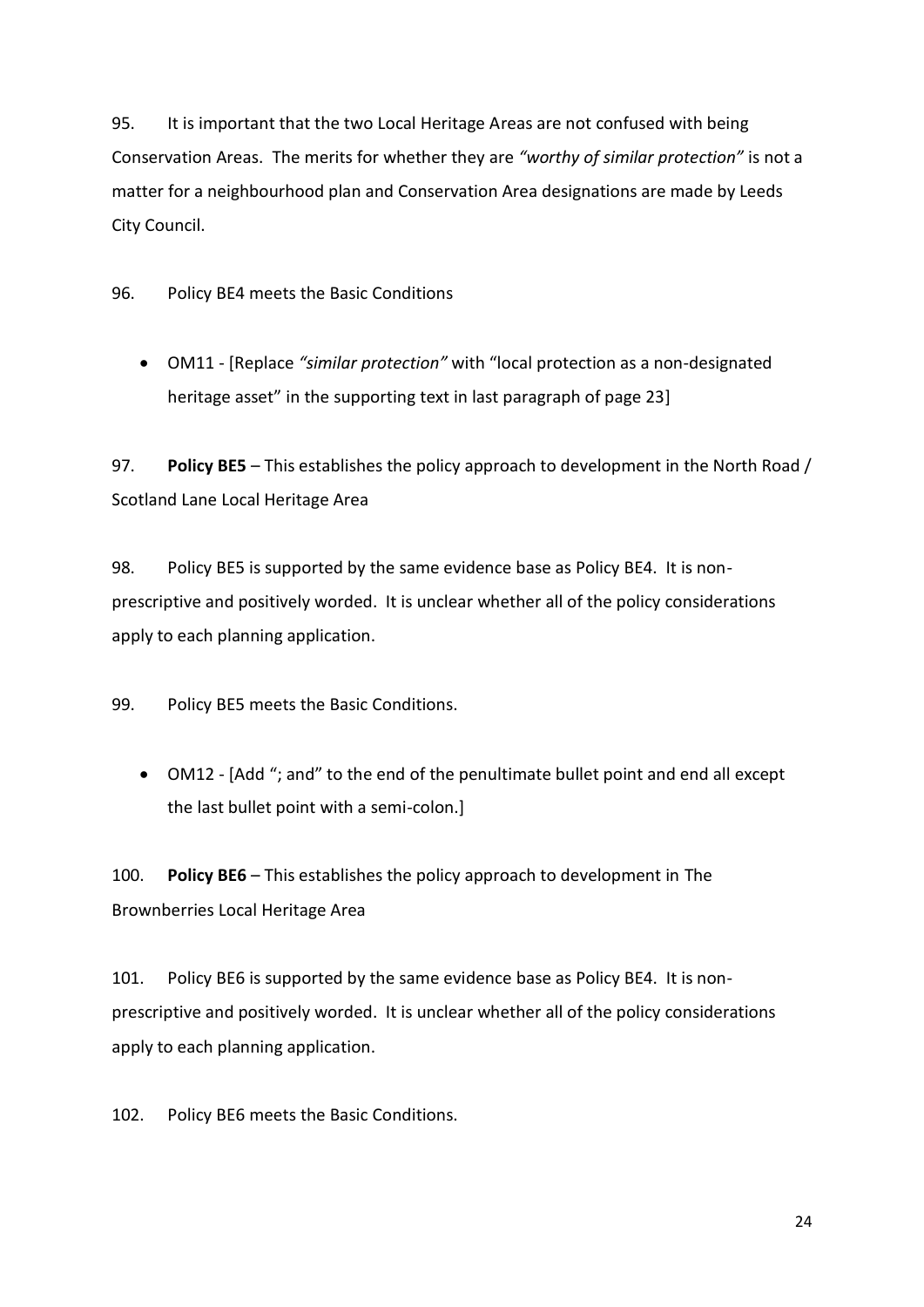95. It is important that the two Local Heritage Areas are not confused with being Conservation Areas. The merits for whether they are *"worthy of similar protection"* is not a matter for a neighbourhood plan and Conservation Area designations are made by Leeds City Council.

96. Policy BE4 meets the Basic Conditions

- OM11 - [Replace *"similar protection"* with "local protection as a non-designated heritage asset" in the supporting text in last paragraph of page 23]

97. **Policy BE5** – This establishes the policy approach to development in the North Road / Scotland Lane Local Heritage Area

98. Policy BE5 is supported by the same evidence base as Policy BE4. It is non-prescriptive and positively worded. It is unclear whether all of the policy considerations apply to each planning application.

99. Policy BE5 meets the Basic Conditions.

- OM12 - [Add "; and" to the end of the penultimate bullet point and end all except the last bullet point with a semi-colon.]

100. **Policy BE6** – This establishes the policy approach to development in The Brownberries Local Heritage Area

101. Policy BE6 is supported by the same evidence base as Policy BE4. It is non-prescriptive and positively worded. It is unclear whether all of the policy considerations apply to each planning application.

102. Policy BE6 meets the Basic Conditions.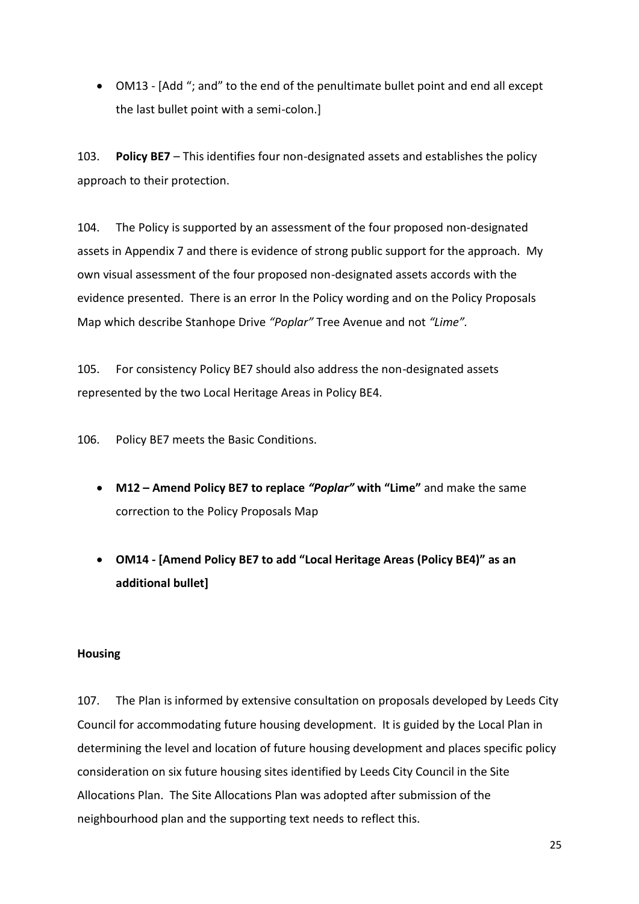- OM13 - [Add "; and" to the end of the penultimate bullet point and end all except the last bullet point with a semi-colon.]

103. **Policy BE7** – This identifies four non-designated assets and establishes the policy approach to their protection.

104. The Policy is supported by an assessment of the four proposed non-designated assets in Appendix 7 and there is evidence of strong public support for the approach. My own visual assessment of the four proposed non-designated assets accords with the evidence presented. There is an error In the Policy wording and on the Policy Proposals Map which describe Stanhope Drive *"Poplar"* Tree Avenue and not *"Lime"*.

105. For consistency Policy BE7 should also address the non-designated assets represented by the two Local Heritage Areas in Policy BE4.

106. Policy BE7 meets the Basic Conditions.

- **M12 – Amend Policy BE7 to replace *"Poplar"* with "Lime"** and make the same correction to the Policy Proposals Map

- **OM14 - [Amend Policy BE7 to add "Local Heritage Areas (Policy BE4)" as an additional bullet]**

**Housing**

107. The Plan is informed by extensive consultation on proposals developed by Leeds City Council for accommodating future housing development. It is guided by the Local Plan in determining the level and location of future housing development and places specific policy consideration on six future housing sites identified by Leeds City Council in the Site Allocations Plan. The Site Allocations Plan was adopted after submission of the neighbourhood plan and the supporting text needs to reflect this.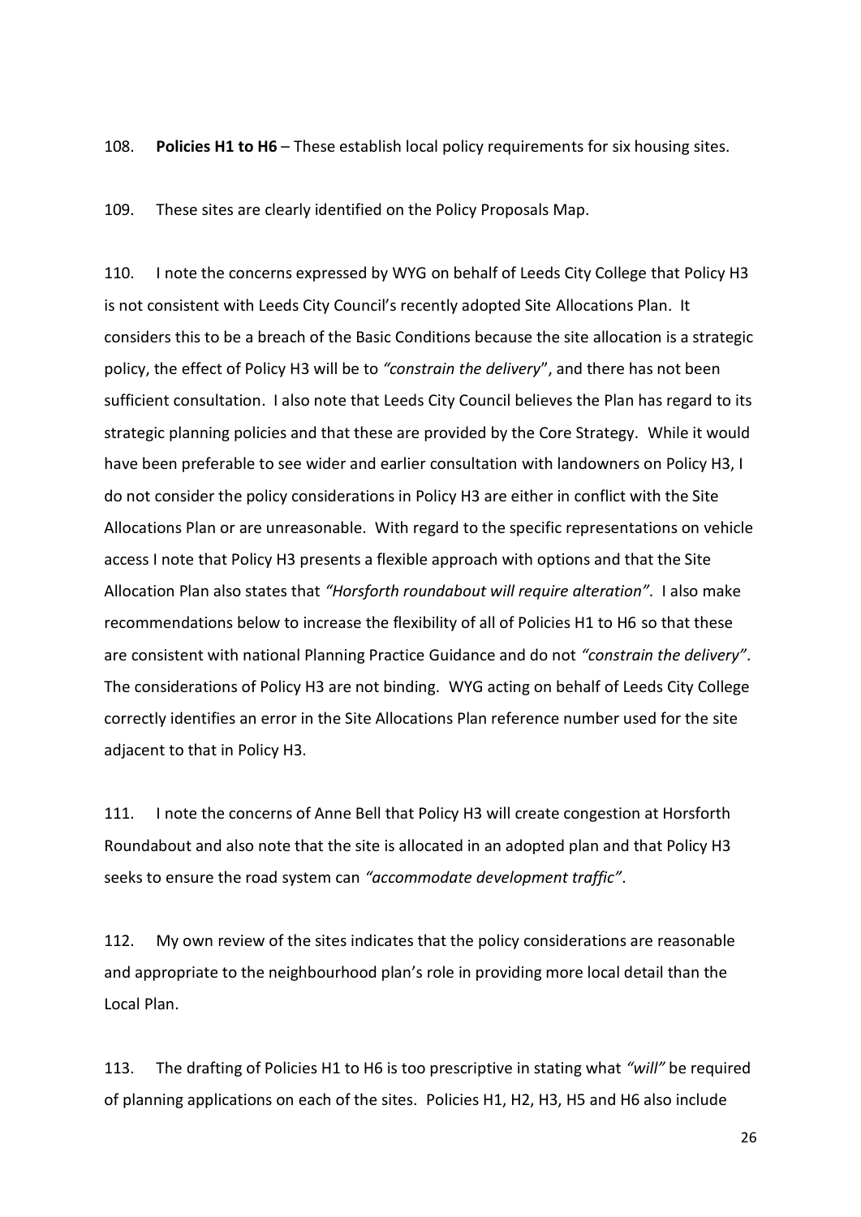108. **Policies H1 to H6** – These establish local policy requirements for six housing sites.

109. These sites are clearly identified on the Policy Proposals Map.

110. I note the concerns expressed by WYG on behalf of Leeds City College that Policy H3 is not consistent with Leeds City Council's recently adopted Site Allocations Plan. It considers this to be a breach of the Basic Conditions because the site allocation is a strategic policy, the effect of Policy H3 will be to *"constrain the delivery*", and there has not been sufficient consultation. I also note that Leeds City Council believes the Plan has regard to its strategic planning policies and that these are provided by the Core Strategy. While it would have been preferable to see wider and earlier consultation with landowners on Policy H3, I do not consider the policy considerations in Policy H3 are either in conflict with the Site Allocations Plan or are unreasonable. With regard to the specific representations on vehicle access I note that Policy H3 presents a flexible approach with options and that the Site Allocation Plan also states that *"Horsforth roundabout will require alteration".* I also make recommendations below to increase the flexibility of all of Policies H1 to H6 so that these are consistent with national Planning Practice Guidance and do not *"constrain the delivery"*. The considerations of Policy H3 are not binding. WYG acting on behalf of Leeds City College correctly identifies an error in the Site Allocations Plan reference number used for the site adjacent to that in Policy H3.

111. I note the concerns of Anne Bell that Policy H3 will create congestion at Horsforth Roundabout and also note that the site is allocated in an adopted plan and that Policy H3 seeks to ensure the road system can *"accommodate development traffic"*.

112. My own review of the sites indicates that the policy considerations are reasonable and appropriate to the neighbourhood plan's role in providing more local detail than the Local Plan.

113. The drafting of Policies H1 to H6 is too prescriptive in stating what *"will"* be required of planning applications on each of the sites. Policies H1, H2, H3, H5 and H6 also include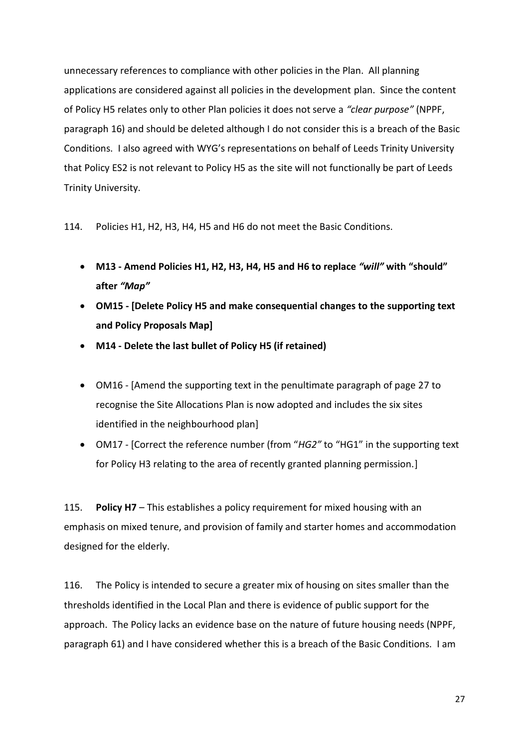unnecessary references to compliance with other policies in the Plan. All planning applications are considered against all policies in the development plan. Since the content of Policy H5 relates only to other Plan policies it does not serve a *"clear purpose"* (NPPF, paragraph 16) and should be deleted although I do not consider this is a breach of the Basic Conditions. I also agreed with WYG's representations on behalf of Leeds Trinity University that Policy ES2 is not relevant to Policy H5 as the site will not functionally be part of Leeds Trinity University.

114. Policies H1, H2, H3, H4, H5 and H6 do not meet the Basic Conditions.

- **M13 - Amend Policies H1, H2, H3, H4, H5 and H6 to replace *"will"* with "should" after *"Map"***
- **OM15 - [Delete Policy H5 and make consequential changes to the supporting text and Policy Proposals Map]**
- **M14 - Delete the last bullet of Policy H5 (if retained)**

- OM16 - [Amend the supporting text in the penultimate paragraph of page 27 to recognise the Site Allocations Plan is now adopted and includes the six sites identified in the neighbourhood plan]
- OM17 - [Correct the reference number (from "*HG2"* to "HG1" in the supporting text for Policy H3 relating to the area of recently granted planning permission.]

115. **Policy H7** – This establishes a policy requirement for mixed housing with an emphasis on mixed tenure, and provision of family and starter homes and accommodation designed for the elderly.

116. The Policy is intended to secure a greater mix of housing on sites smaller than the thresholds identified in the Local Plan and there is evidence of public support for the approach. The Policy lacks an evidence base on the nature of future housing needs (NPPF, paragraph 61) and I have considered whether this is a breach of the Basic Conditions. I am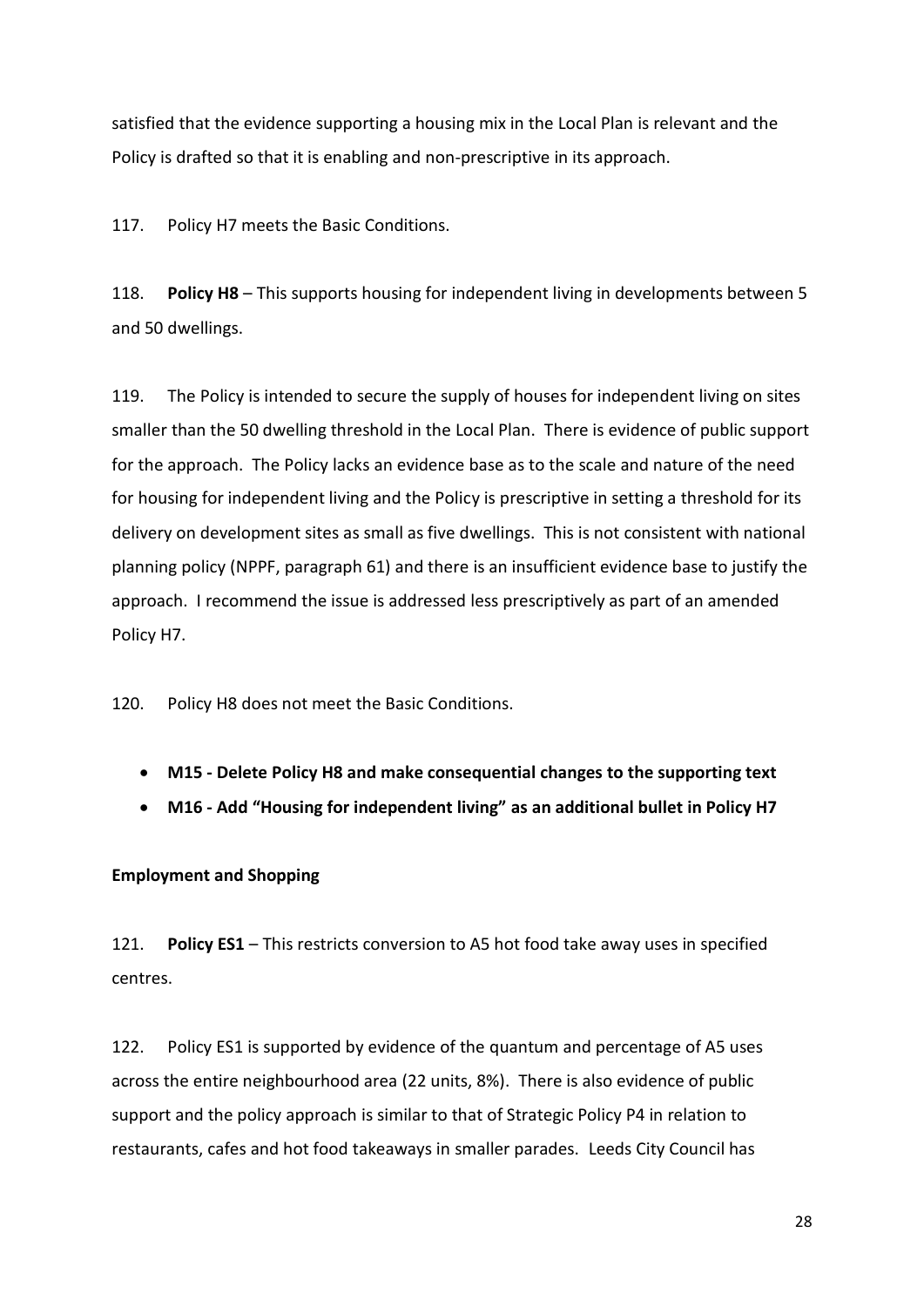satisfied that the evidence supporting a housing mix in the Local Plan is relevant and the Policy is drafted so that it is enabling and non-prescriptive in its approach.

117. Policy H7 meets the Basic Conditions.

118. **Policy H8** – This supports housing for independent living in developments between 5 and 50 dwellings.

119. The Policy is intended to secure the supply of houses for independent living on sites smaller than the 50 dwelling threshold in the Local Plan. There is evidence of public support for the approach. The Policy lacks an evidence base as to the scale and nature of the need for housing for independent living and the Policy is prescriptive in setting a threshold for its delivery on development sites as small as five dwellings. This is not consistent with national planning policy (NPPF, paragraph 61) and there is an insufficient evidence base to justify the approach. I recommend the issue is addressed less prescriptively as part of an amended Policy H7.

120. Policy H8 does not meet the Basic Conditions.

- **M15 - Delete Policy H8 and make consequential changes to the supporting text**
- **M16 - Add "Housing for independent living" as an additional bullet in Policy H7**

**Employment and Shopping**

121. **Policy ES1** – This restricts conversion to A5 hot food take away uses in specified centres.

122. Policy ES1 is supported by evidence of the quantum and percentage of A5 uses across the entire neighbourhood area (22 units, 8%). There is also evidence of public support and the policy approach is similar to that of Strategic Policy P4 in relation to restaurants, cafes and hot food takeaways in smaller parades. Leeds City Council has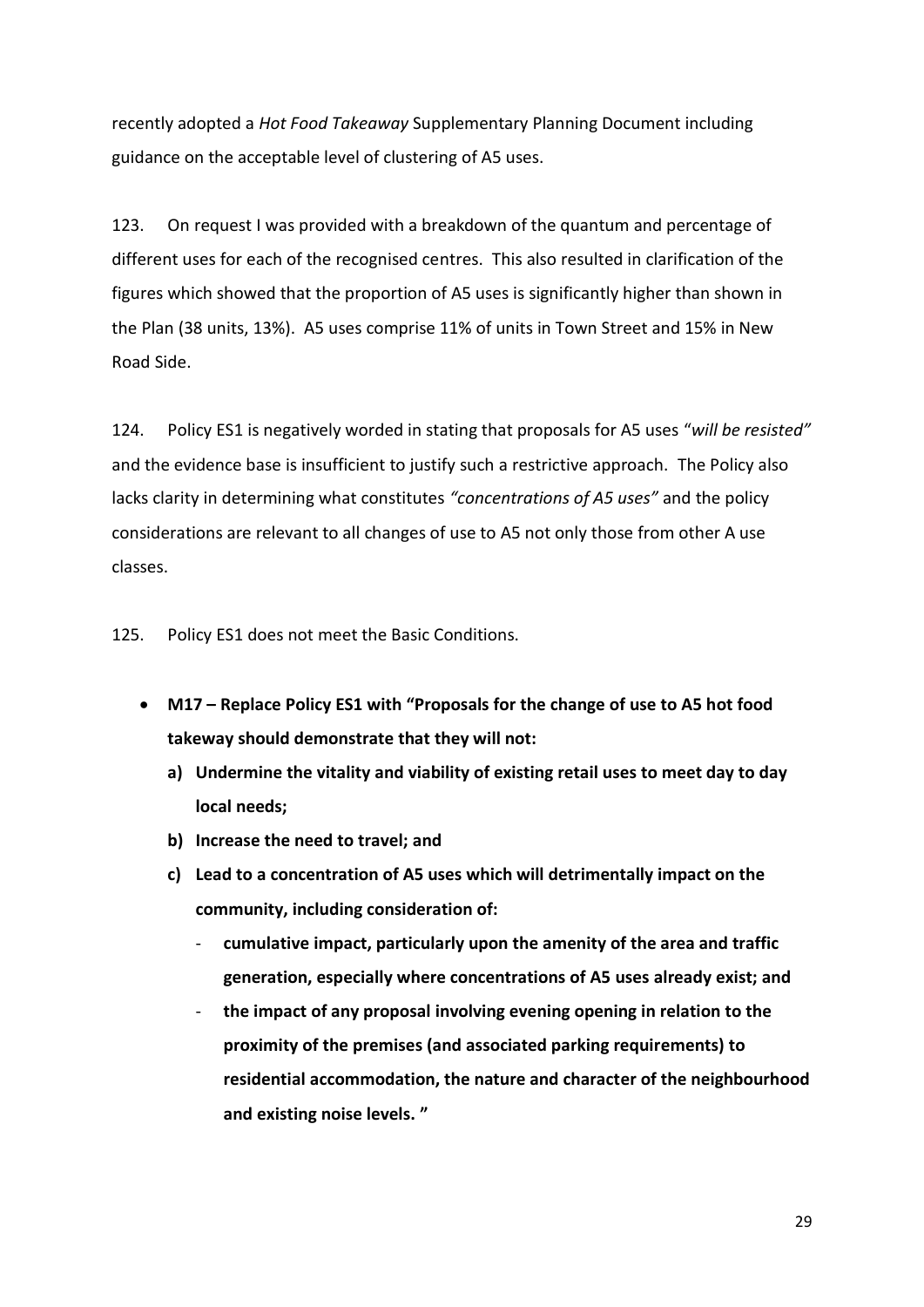recently adopted a *Hot Food Takeaway* Supplementary Planning Document including guidance on the acceptable level of clustering of A5 uses.

123. On request I was provided with a breakdown of the quantum and percentage of different uses for each of the recognised centres. This also resulted in clarification of the figures which showed that the proportion of A5 uses is significantly higher than shown in the Plan (38 units, 13%). A5 uses comprise 11% of units in Town Street and 15% in New Road Side.

124. Policy ES1 is negatively worded in stating that proposals for A5 uses "*will be resisted"* and the evidence base is insufficient to justify such a restrictive approach. The Policy also lacks clarity in determining what constitutes *"concentrations of A5 uses"* and the policy considerations are relevant to all changes of use to A5 not only those from other A use classes.

125. Policy ES1 does not meet the Basic Conditions.

- **M17 – Replace Policy ES1 with "Proposals for the change of use to A5 hot food takeway should demonstrate that they will not:**
  - **a) Undermine the vitality and viability of existing retail uses to meet day to day local needs;**
  - **b) Increase the need to travel; and**
  - **c) Lead to a concentration of A5 uses which will detrimentally impact on the community, including consideration of:**
    - **cumulative impact, particularly upon the amenity of the area and traffic generation, especially where concentrations of A5 uses already exist; and**
    - **the impact of any proposal involving evening opening in relation to the proximity of the premises (and associated parking requirements) to residential accommodation, the nature and character of the neighbourhood and existing noise levels. "**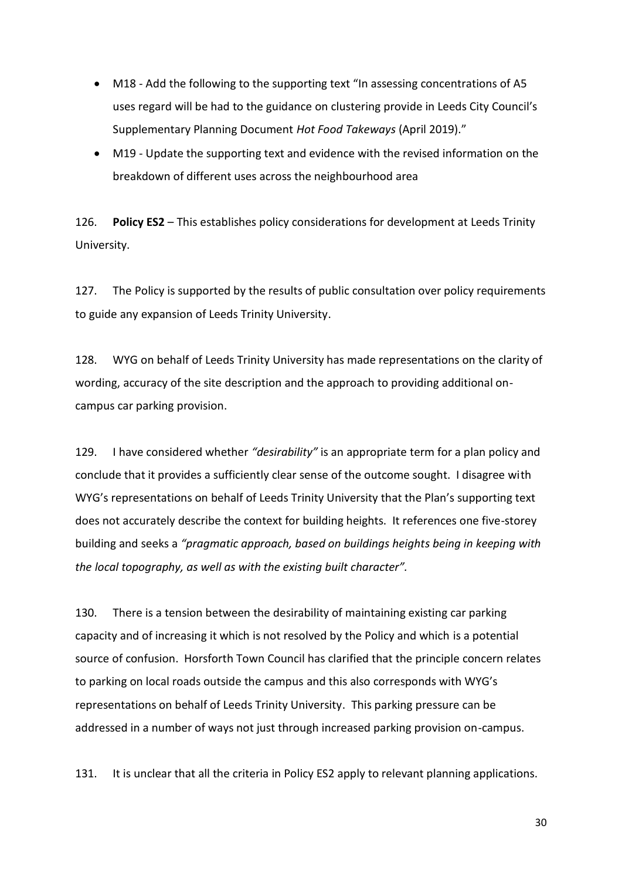- M18 - Add the following to the supporting text "In assessing concentrations of A5 uses regard will be had to the guidance on clustering provide in Leeds City Council's Supplementary Planning Document *Hot Food Takeways* (April 2019)."
- M19 - Update the supporting text and evidence with the revised information on the breakdown of different uses across the neighbourhood area

126. **Policy ES2** – This establishes policy considerations for development at Leeds Trinity University.

127. The Policy is supported by the results of public consultation over policy requirements to guide any expansion of Leeds Trinity University.

128. WYG on behalf of Leeds Trinity University has made representations on the clarity of wording, accuracy of the site description and the approach to providing additional on-campus car parking provision.

129. I have considered whether *"desirability"* is an appropriate term for a plan policy and conclude that it provides a sufficiently clear sense of the outcome sought. I disagree with WYG's representations on behalf of Leeds Trinity University that the Plan's supporting text does not accurately describe the context for building heights. It references one five-storey building and seeks a *"pragmatic approach, based on buildings heights being in keeping with the local topography, as well as with the existing built character".*

130. There is a tension between the desirability of maintaining existing car parking capacity and of increasing it which is not resolved by the Policy and which is a potential source of confusion. Horsforth Town Council has clarified that the principle concern relates to parking on local roads outside the campus and this also corresponds with WYG's representations on behalf of Leeds Trinity University. This parking pressure can be addressed in a number of ways not just through increased parking provision on-campus.

131. It is unclear that all the criteria in Policy ES2 apply to relevant planning applications.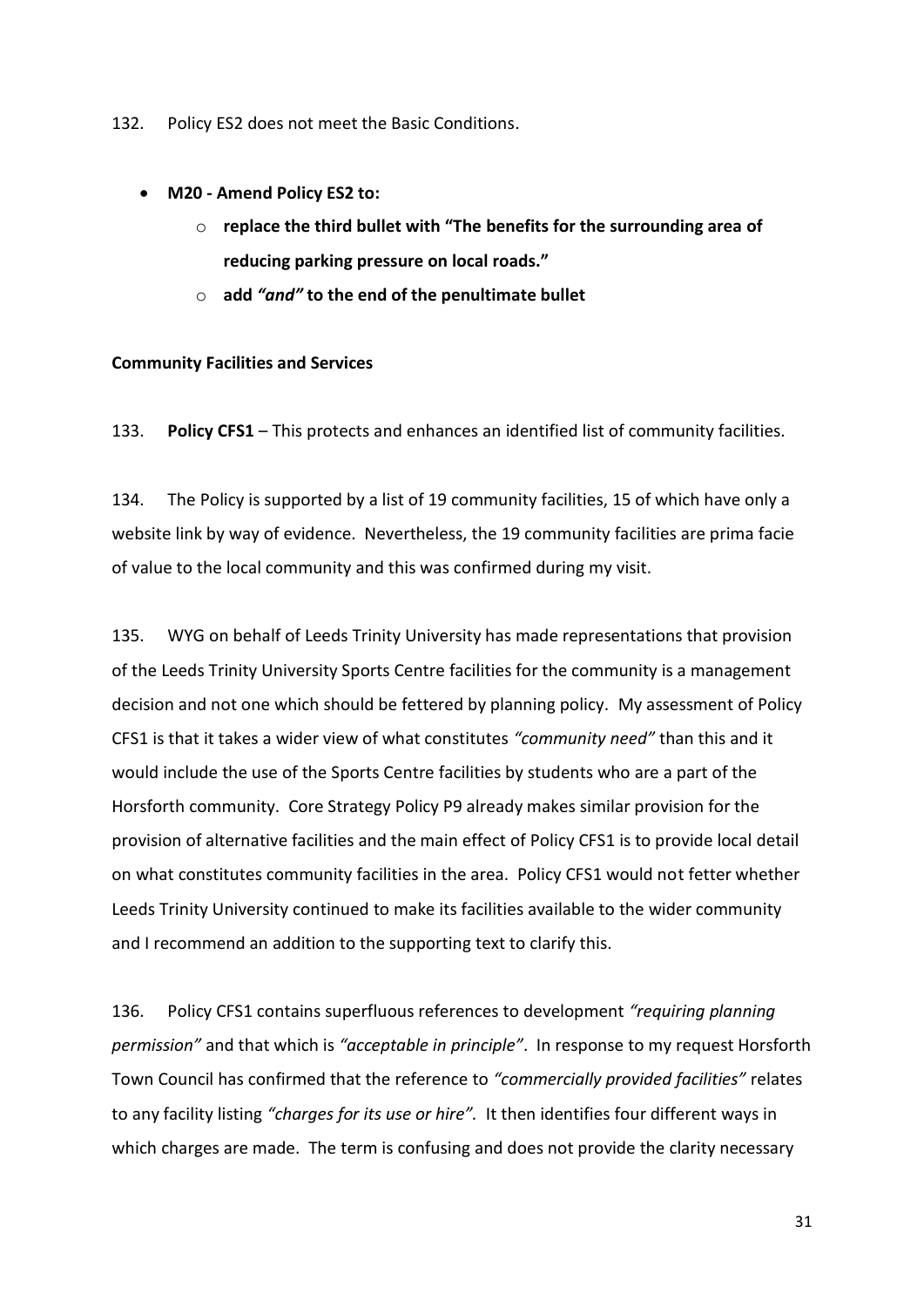132. Policy ES2 does not meet the Basic Conditions.

- **M20 - Amend Policy ES2 to:**
  - **replace the third bullet with "The benefits for the surrounding area of reducing parking pressure on local roads."**
  - **add *"and"* to the end of the penultimate bullet**

**Community Facilities and Services**

133. **Policy CFS1** – This protects and enhances an identified list of community facilities.

134. The Policy is supported by a list of 19 community facilities, 15 of which have only a website link by way of evidence. Nevertheless, the 19 community facilities are prima facie of value to the local community and this was confirmed during my visit.

135. WYG on behalf of Leeds Trinity University has made representations that provision of the Leeds Trinity University Sports Centre facilities for the community is a management decision and not one which should be fettered by planning policy. My assessment of Policy CFS1 is that it takes a wider view of what constitutes *"community need"* than this and it would include the use of the Sports Centre facilities by students who are a part of the Horsforth community. Core Strategy Policy P9 already makes similar provision for the provision of alternative facilities and the main effect of Policy CFS1 is to provide local detail on what constitutes community facilities in the area. Policy CFS1 would not fetter whether Leeds Trinity University continued to make its facilities available to the wider community and I recommend an addition to the supporting text to clarify this.

136. Policy CFS1 contains superfluous references to development *"requiring planning permission"* and that which is *"acceptable in principle"*. In response to my request Horsforth Town Council has confirmed that the reference to *"commercially provided facilities"* relates to any facility listing *"charges for its use or hire"*. It then identifies four different ways in which charges are made. The term is confusing and does not provide the clarity necessary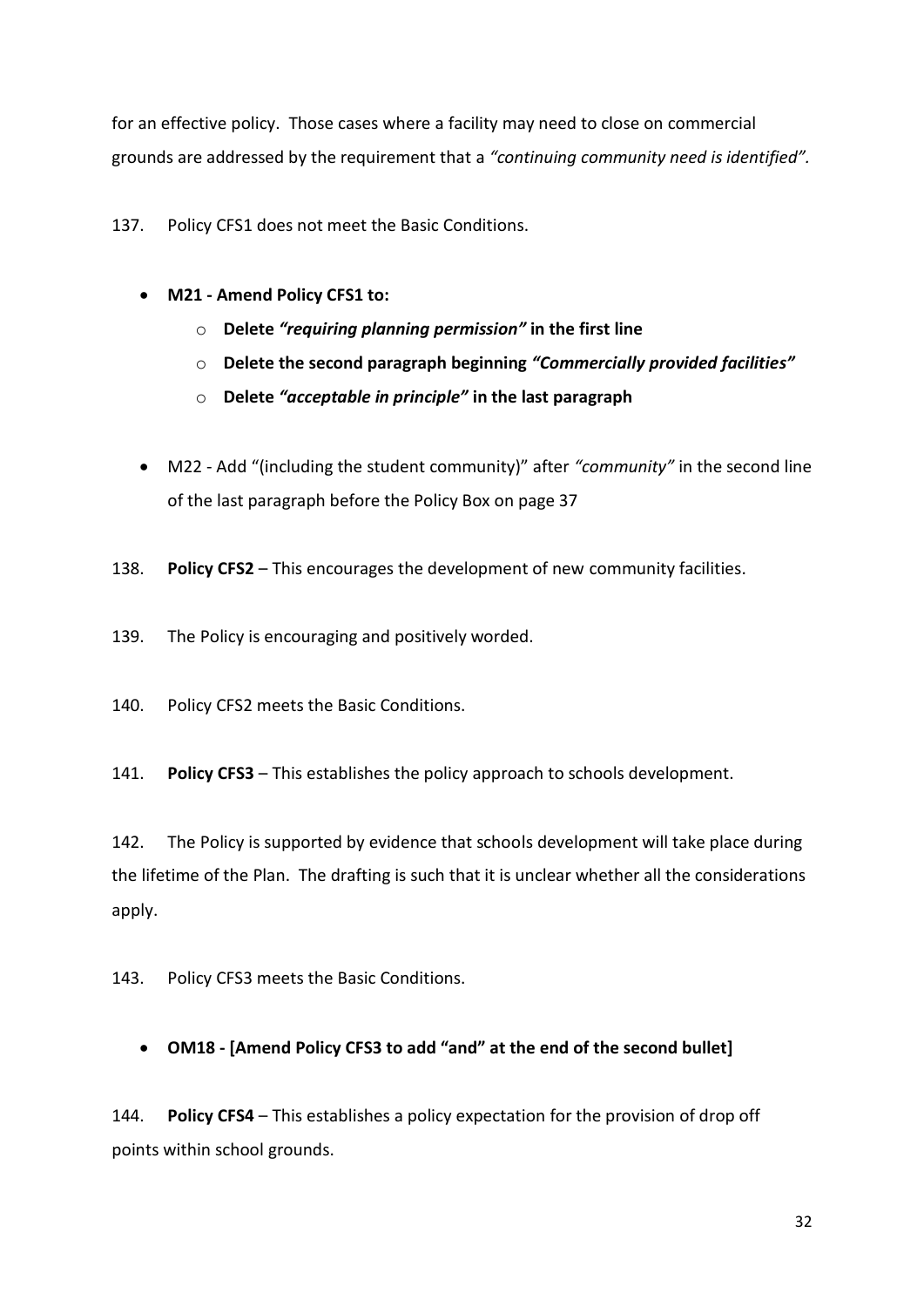for an effective policy. Those cases where a facility may need to close on commercial grounds are addressed by the requirement that a *"continuing community need is identified"*.

137. Policy CFS1 does not meet the Basic Conditions.

- **M21 - Amend Policy CFS1 to:**
  - **Delete *"requiring planning permission"* in the first line**
  - **Delete the second paragraph beginning *"Commercially provided facilities"***
  - **Delete *"acceptable in principle"* in the last paragraph**

- M22 - Add "(including the student community)" after *"community"* in the second line of the last paragraph before the Policy Box on page 37

138. **Policy CFS2** – This encourages the development of new community facilities.

139. The Policy is encouraging and positively worded.

140. Policy CFS2 meets the Basic Conditions.

141. **Policy CFS3** – This establishes the policy approach to schools development.

142. The Policy is supported by evidence that schools development will take place during the lifetime of the Plan. The drafting is such that it is unclear whether all the considerations apply.

143. Policy CFS3 meets the Basic Conditions.

- **OM18 - [Amend Policy CFS3 to add "and" at the end of the second bullet]**

144. **Policy CFS4** – This establishes a policy expectation for the provision of drop off points within school grounds.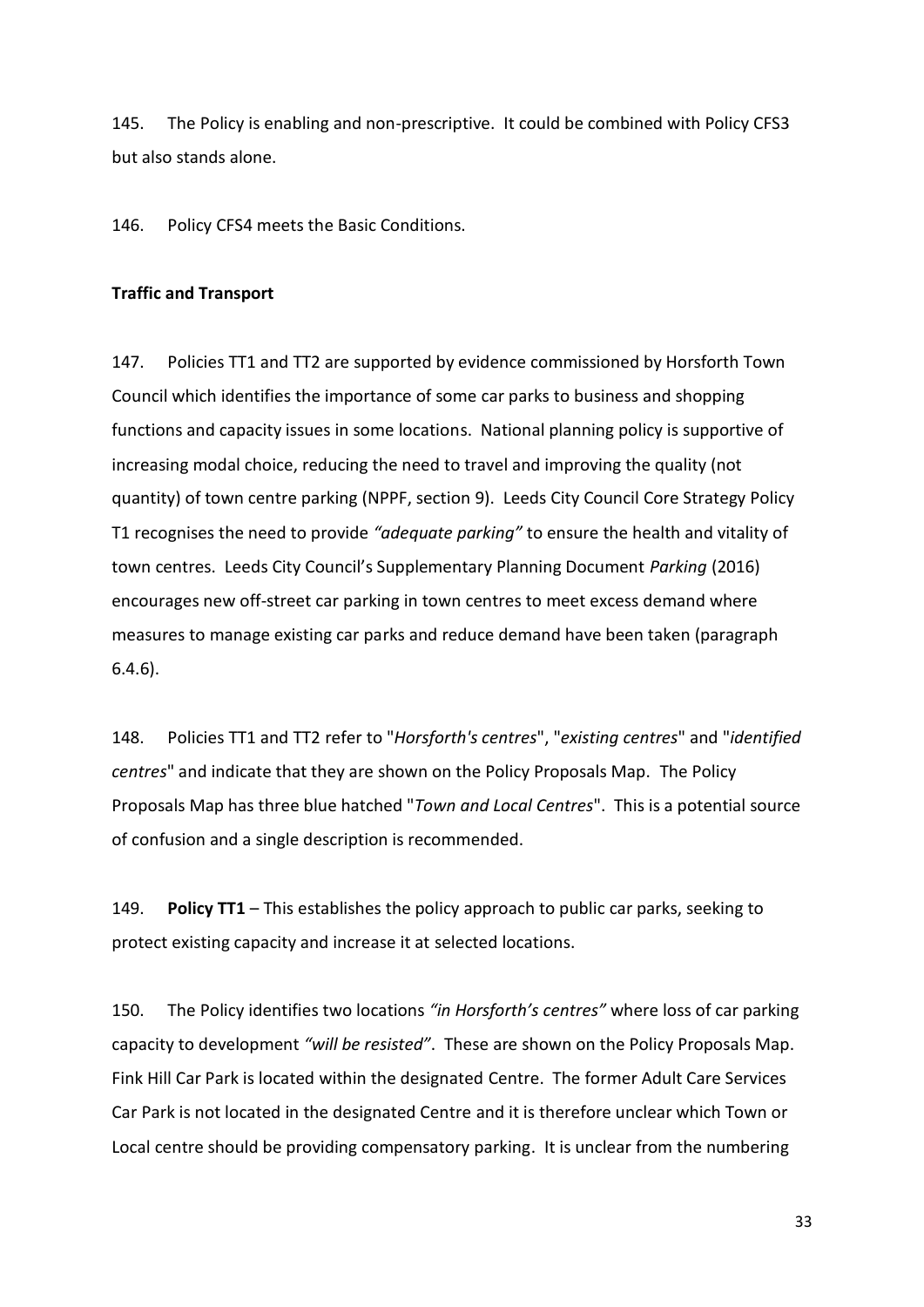145. The Policy is enabling and non-prescriptive. It could be combined with Policy CFS3 but also stands alone.

146. Policy CFS4 meets the Basic Conditions.

**Traffic and Transport**

147. Policies TT1 and TT2 are supported by evidence commissioned by Horsforth Town Council which identifies the importance of some car parks to business and shopping functions and capacity issues in some locations. National planning policy is supportive of increasing modal choice, reducing the need to travel and improving the quality (not quantity) of town centre parking (NPPF, section 9). Leeds City Council Core Strategy Policy T1 recognises the need to provide *"adequate parking"* to ensure the health and vitality of town centres. Leeds City Council's Supplementary Planning Document *Parking* (2016) encourages new off-street car parking in town centres to meet excess demand where measures to manage existing car parks and reduce demand have been taken (paragraph 6.4.6).

148. Policies TT1 and TT2 refer to "*Horsforth's centres*", "*existing centres*" and "*identified centres*" and indicate that they are shown on the Policy Proposals Map. The Policy Proposals Map has three blue hatched "*Town and Local Centres*". This is a potential source of confusion and a single description is recommended.

149. **Policy TT1** – This establishes the policy approach to public car parks, seeking to protect existing capacity and increase it at selected locations.

150. The Policy identifies two locations *"in Horsforth's centres"* where loss of car parking capacity to development *"will be resisted"*. These are shown on the Policy Proposals Map. Fink Hill Car Park is located within the designated Centre. The former Adult Care Services Car Park is not located in the designated Centre and it is therefore unclear which Town or Local centre should be providing compensatory parking. It is unclear from the numbering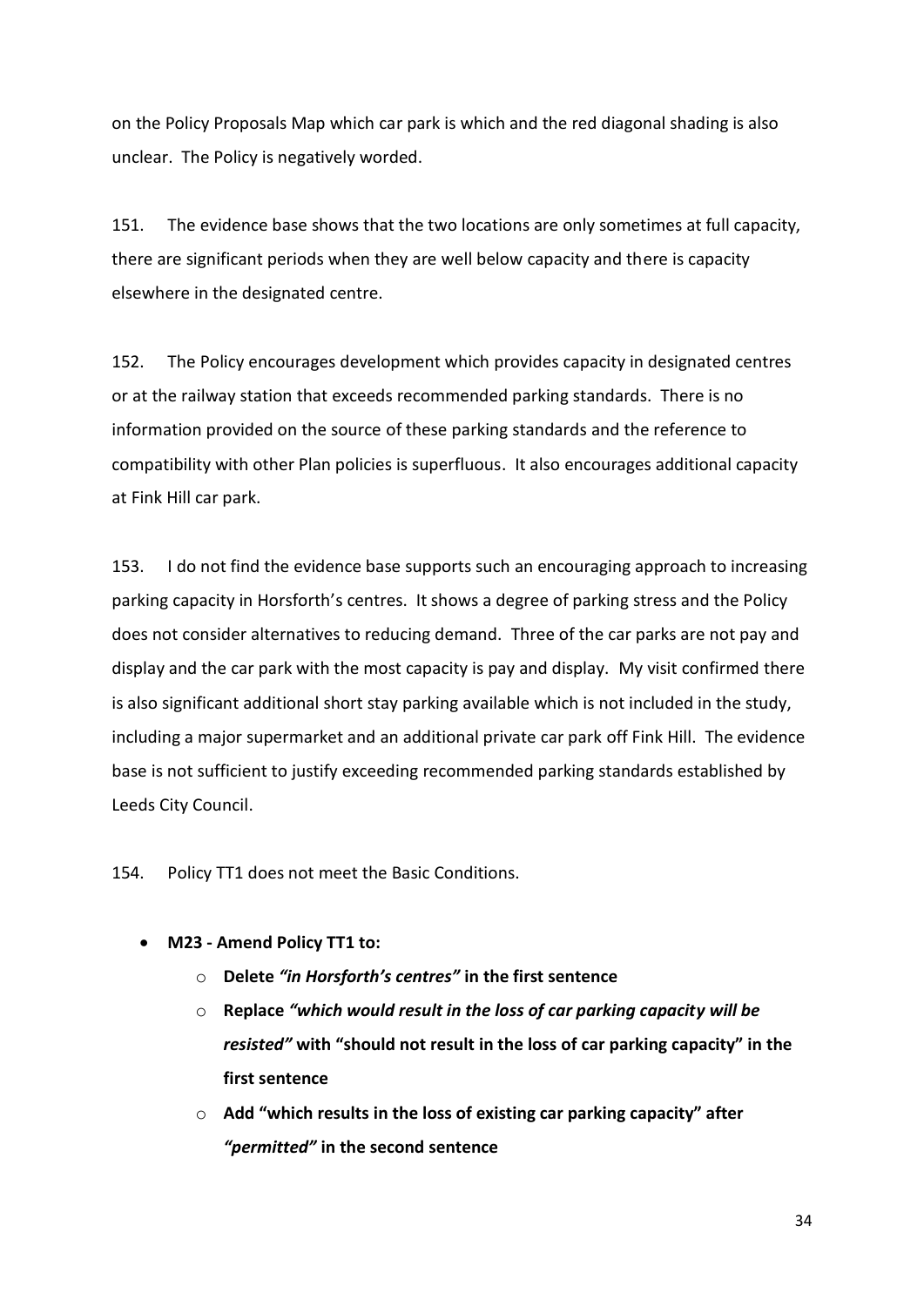on the Policy Proposals Map which car park is which and the red diagonal shading is also unclear. The Policy is negatively worded.

151. The evidence base shows that the two locations are only sometimes at full capacity, there are significant periods when they are well below capacity and there is capacity elsewhere in the designated centre.

152. The Policy encourages development which provides capacity in designated centres or at the railway station that exceeds recommended parking standards. There is no information provided on the source of these parking standards and the reference to compatibility with other Plan policies is superfluous. It also encourages additional capacity at Fink Hill car park.

153. I do not find the evidence base supports such an encouraging approach to increasing parking capacity in Horsforth's centres. It shows a degree of parking stress and the Policy does not consider alternatives to reducing demand. Three of the car parks are not pay and display and the car park with the most capacity is pay and display. My visit confirmed there is also significant additional short stay parking available which is not included in the study, including a major supermarket and an additional private car park off Fink Hill. The evidence base is not sufficient to justify exceeding recommended parking standards established by Leeds City Council.

154. Policy TT1 does not meet the Basic Conditions.

- **M23 - Amend Policy TT1 to:**
  - **Delete *"in Horsforth's centres"* in the first sentence**
  - **Replace *"which would result in the loss of car parking capacity will be resisted"* with "should not result in the loss of car parking capacity" in the first sentence**
  - **Add "which results in the loss of existing car parking capacity" after *"permitted"* in the second sentence**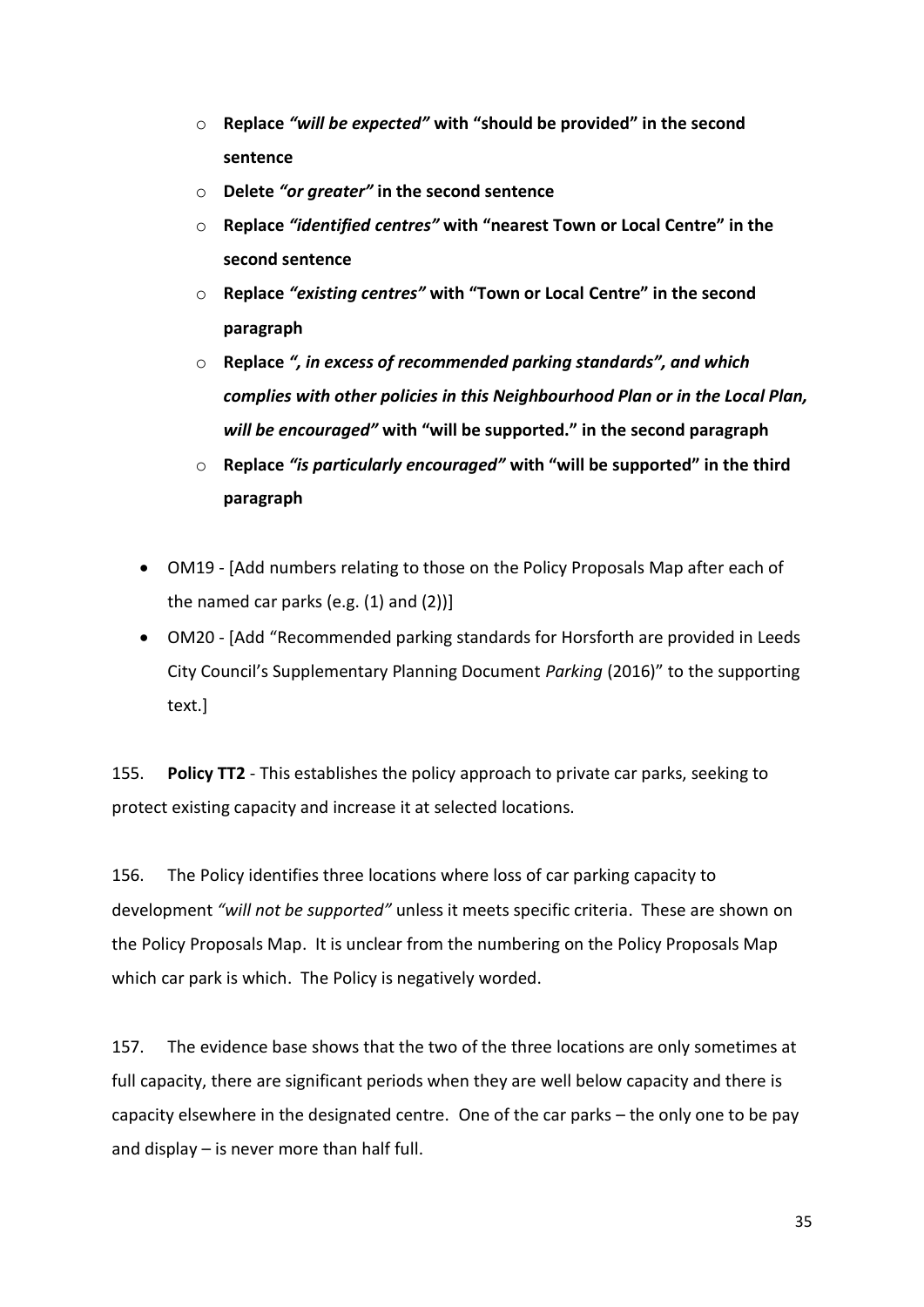- **Replace** ***"will be expected"*** **with "should be provided" in the second sentence**
- **Delete** ***"or greater"*** **in the second sentence**
- **Replace** ***"identified centres"*** **with "nearest Town or Local Centre" in the second sentence**
- **Replace** ***"existing centres"*** **with "Town or Local Centre" in the second paragraph**
- **Replace** ***", in excess of recommended parking standards", and which complies with other policies in this Neighbourhood Plan or in the Local Plan, will be encouraged"*** **with "will be supported." in the second paragraph**
- **Replace** ***"is particularly encouraged"*** **with "will be supported" in the third paragraph**

- OM19 - [Add numbers relating to those on the Policy Proposals Map after each of the named car parks (e.g. (1) and (2))]
- OM20 - [Add "Recommended parking standards for Horsforth are provided in Leeds City Council's Supplementary Planning Document *Parking* (2016)" to the supporting text.]

155. **Policy TT2** - This establishes the policy approach to private car parks, seeking to protect existing capacity and increase it at selected locations.

156. The Policy identifies three locations where loss of car parking capacity to development *"will not be supported"* unless it meets specific criteria. These are shown on the Policy Proposals Map. It is unclear from the numbering on the Policy Proposals Map which car park is which. The Policy is negatively worded.

157. The evidence base shows that the two of the three locations are only sometimes at full capacity, there are significant periods when they are well below capacity and there is capacity elsewhere in the designated centre. One of the car parks – the only one to be pay and display – is never more than half full.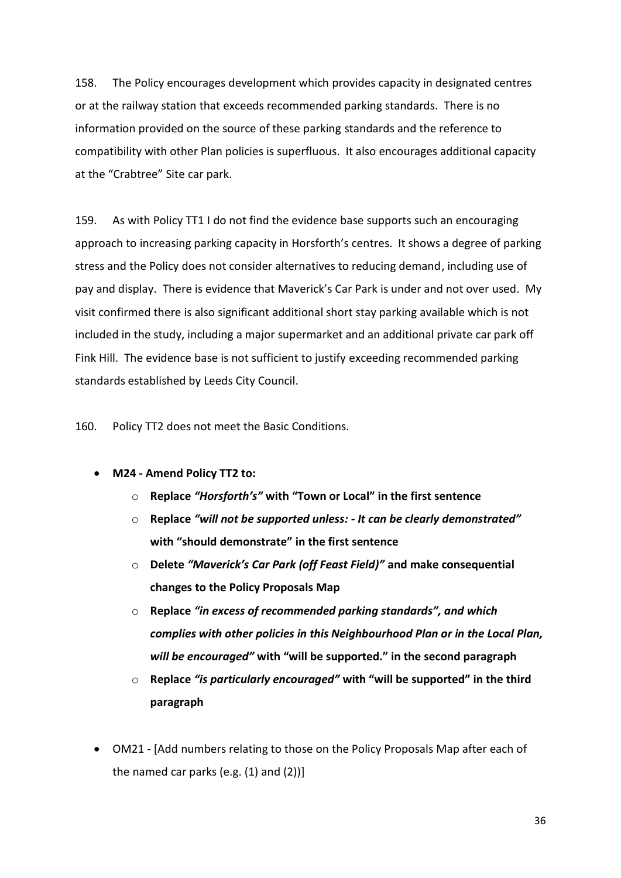158. The Policy encourages development which provides capacity in designated centres or at the railway station that exceeds recommended parking standards. There is no information provided on the source of these parking standards and the reference to compatibility with other Plan policies is superfluous. It also encourages additional capacity at the "Crabtree" Site car park.

159. As with Policy TT1 I do not find the evidence base supports such an encouraging approach to increasing parking capacity in Horsforth's centres. It shows a degree of parking stress and the Policy does not consider alternatives to reducing demand, including use of pay and display. There is evidence that Maverick's Car Park is under and not over used. My visit confirmed there is also significant additional short stay parking available which is not included in the study, including a major supermarket and an additional private car park off Fink Hill. The evidence base is not sufficient to justify exceeding recommended parking standards established by Leeds City Council.

160. Policy TT2 does not meet the Basic Conditions.

- **M24 - Amend Policy TT2 to:**
  - **Replace *"Horsforth's"* with "Town or Local" in the first sentence**
  - **Replace *"will not be supported unless: - It can be clearly demonstrated"* with "should demonstrate" in the first sentence**
  - **Delete *"Maverick's Car Park (off Feast Field)"* and make consequential changes to the Policy Proposals Map**
  - **Replace *"in excess of recommended parking standards", and which complies with other policies in this Neighbourhood Plan or in the Local Plan, will be encouraged"* with "will be supported." in the second paragraph**
  - **Replace *"is particularly encouraged"* with "will be supported" in the third paragraph**

- OM21 - [Add numbers relating to those on the Policy Proposals Map after each of the named car parks (e.g. (1) and (2))]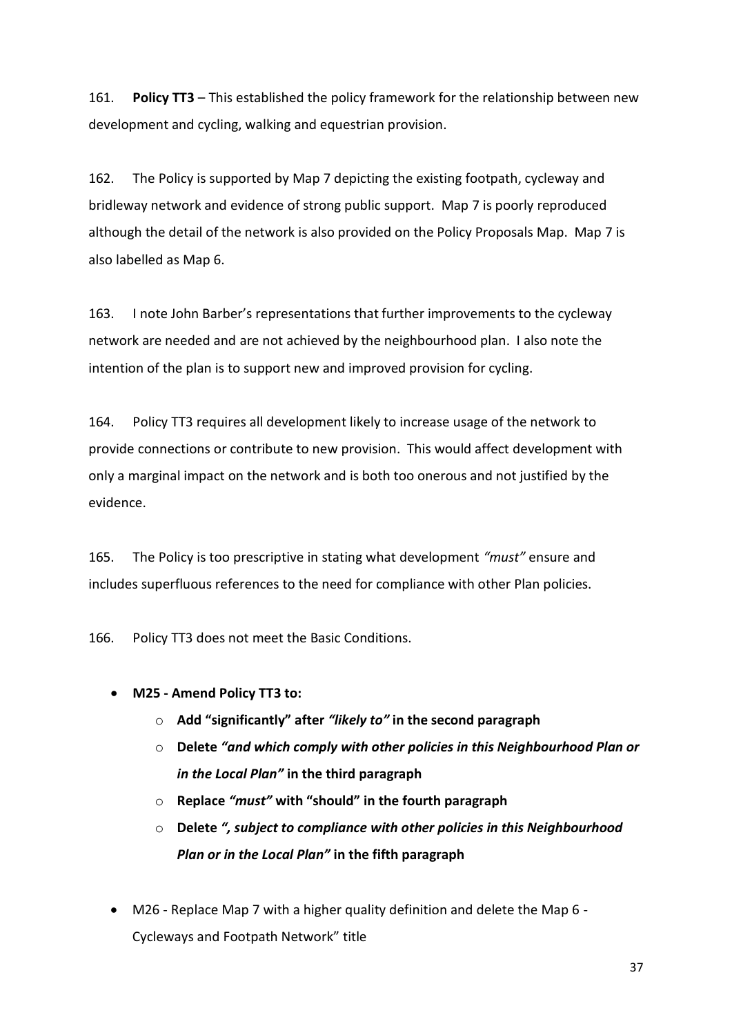161. **Policy TT3** – This established the policy framework for the relationship between new development and cycling, walking and equestrian provision.

162. The Policy is supported by Map 7 depicting the existing footpath, cycleway and bridleway network and evidence of strong public support. Map 7 is poorly reproduced although the detail of the network is also provided on the Policy Proposals Map. Map 7 is also labelled as Map 6.

163. I note John Barber's representations that further improvements to the cycleway network are needed and are not achieved by the neighbourhood plan. I also note the intention of the plan is to support new and improved provision for cycling.

164. Policy TT3 requires all development likely to increase usage of the network to provide connections or contribute to new provision. This would affect development with only a marginal impact on the network and is both too onerous and not justified by the evidence.

165. The Policy is too prescriptive in stating what development *"must"* ensure and includes superfluous references to the need for compliance with other Plan policies.

166. Policy TT3 does not meet the Basic Conditions.

- **M25 - Amend Policy TT3 to:**
  - **Add "significantly" after *"likely to"* in the second paragraph**
  - **Delete *"and which comply with other policies in this Neighbourhood Plan or in the Local Plan"* in the third paragraph**
  - **Replace *"must"* with "should" in the fourth paragraph**
  - **Delete *", subject to compliance with other policies in this Neighbourhood Plan or in the Local Plan"* in the fifth paragraph**

- M26 - Replace Map 7 with a higher quality definition and delete the Map 6 - Cycleways and Footpath Network" title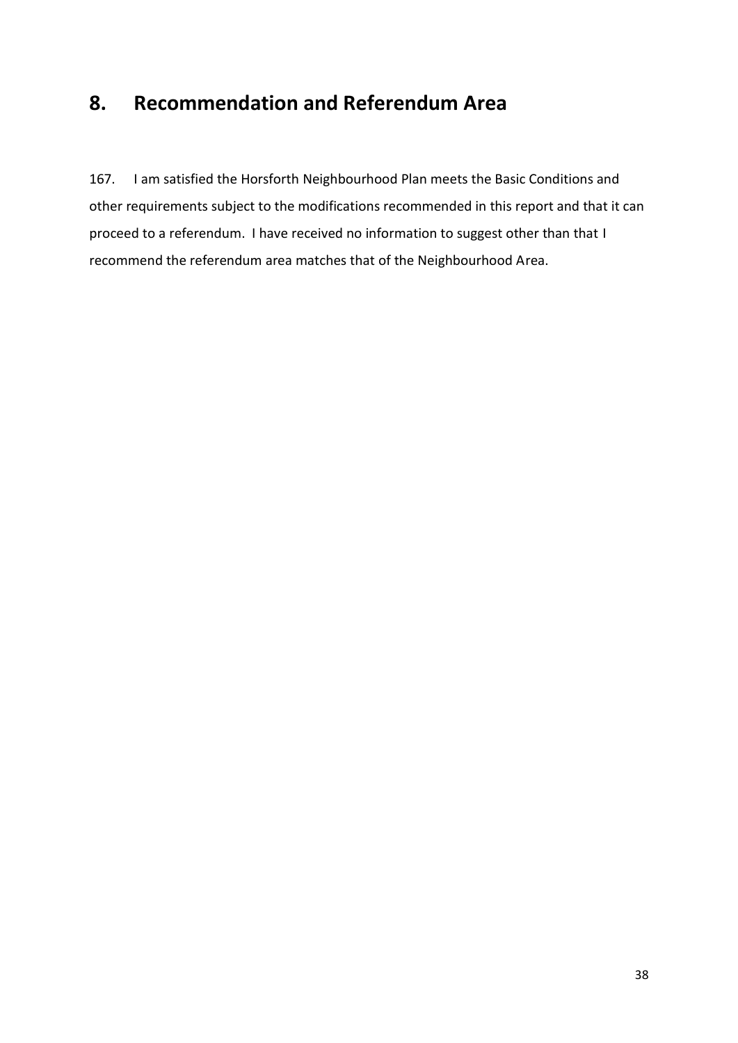## 8. Recommendation and Referendum Area

167. I am satisfied the Horsforth Neighbourhood Plan meets the Basic Conditions and other requirements subject to the modifications recommended in this report and that it can proceed to a referendum. I have received no information to suggest other than that I recommend the referendum area matches that of the Neighbourhood Area.